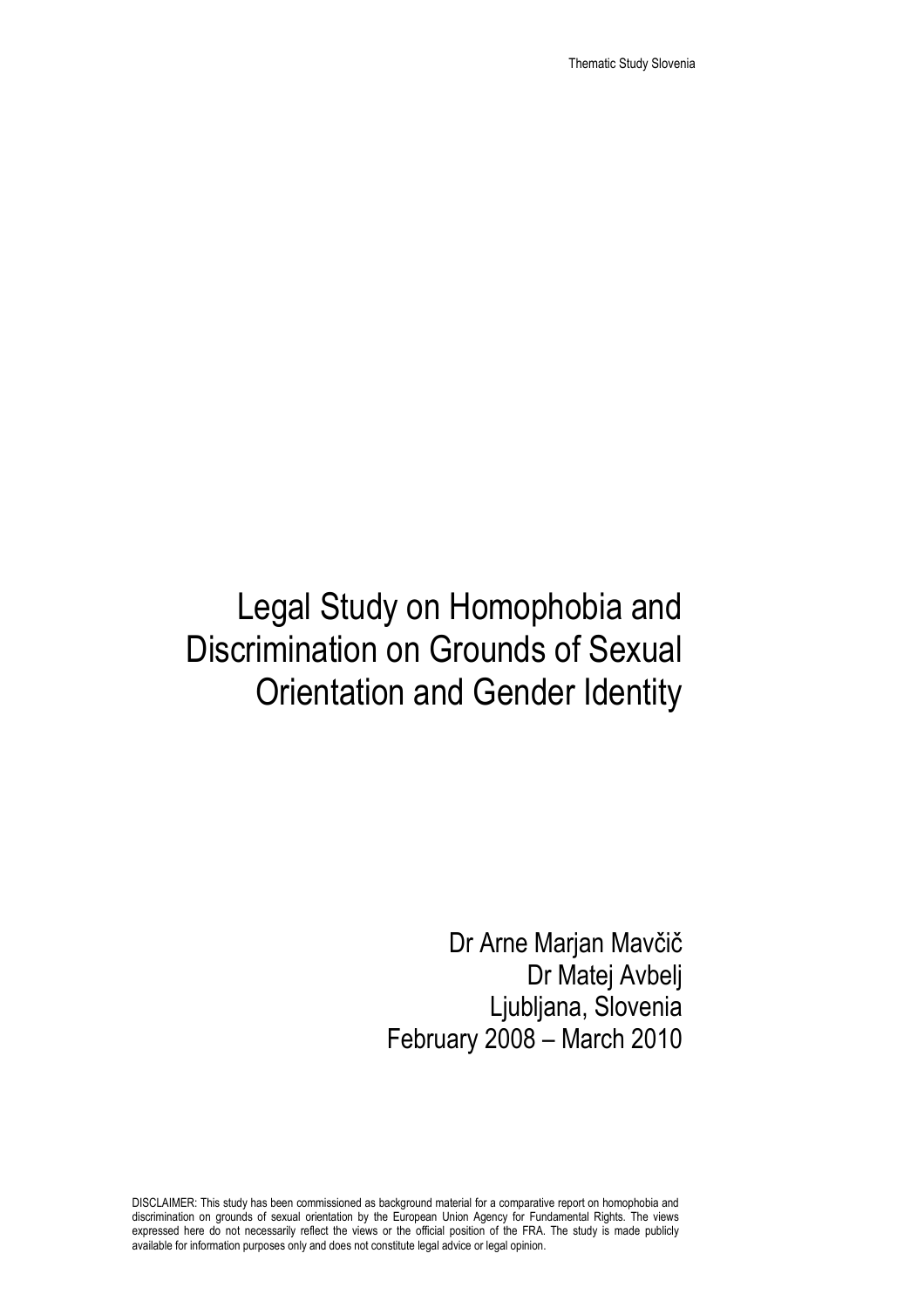# Legal Study on Homophobia and Discrimination on Grounds of Sexual Orientation and Gender Identity

Dr Arne Marjan Mavčič
Dr Matej Avbelj
Ljubljana, Slovenia
February 2008 – March 2010

DISCLAIMER: This study has been commissioned as background material for a comparative report on homophobia and discrimination on grounds of sexual orientation by the European Union Agency for Fundamental Rights. The views expressed here do not necessarily reflect the views or the official position of the FRA. The study is made publicly available for information purposes only and does not constitute legal advice or legal opinion.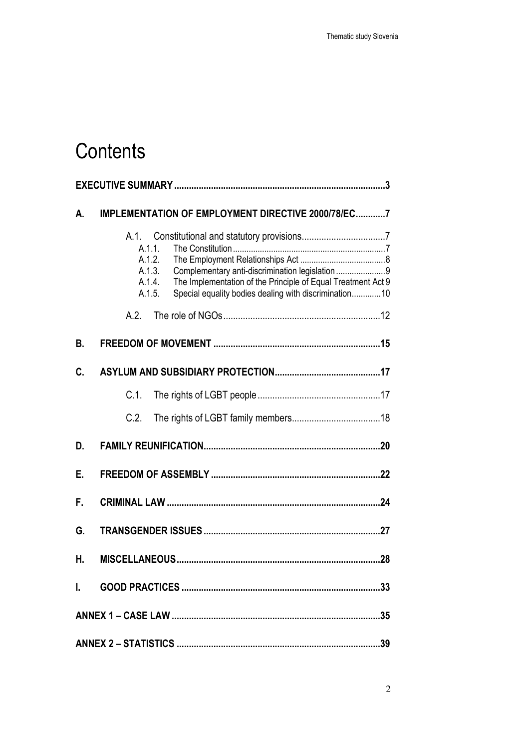# Contents

**EXECUTIVE SUMMARY** ..... 3

**A. IMPLEMENTATION OF EMPLOYMENT DIRECTIVE 2000/78/EC** ..... 7

- A.1. Constitutional and statutory provisions ..... 7
  - A.1.1. The Constitution ..... 7
  - A.1.2. The Employment Relationships Act ..... 8
  - A.1.3. Complementary anti-discrimination legislation ..... 9
  - A.1.4. The Implementation of the Principle of Equal Treatment Act 9
  - A.1.5. Special equality bodies dealing with discrimination ..... 10
- A.2. The role of NGOs ..... 12

**B. FREEDOM OF MOVEMENT** ..... 15

**C. ASYLUM AND SUBSIDIARY PROTECTION** ..... 17

- C.1. The rights of LGBT people ..... 17
- C.2. The rights of LGBT family members ..... 18

**D. FAMILY REUNIFICATION** ..... 20

**E. FREEDOM OF ASSEMBLY** ..... 22

**F. CRIMINAL LAW** ..... 24

**G. TRANSGENDER ISSUES** ..... 27

**H. MISCELLANEOUS** ..... 28

**I. GOOD PRACTICES** ..... 33

**ANNEX 1 – CASE LAW** ..... 35

**ANNEX 2 – STATISTICS** ..... 39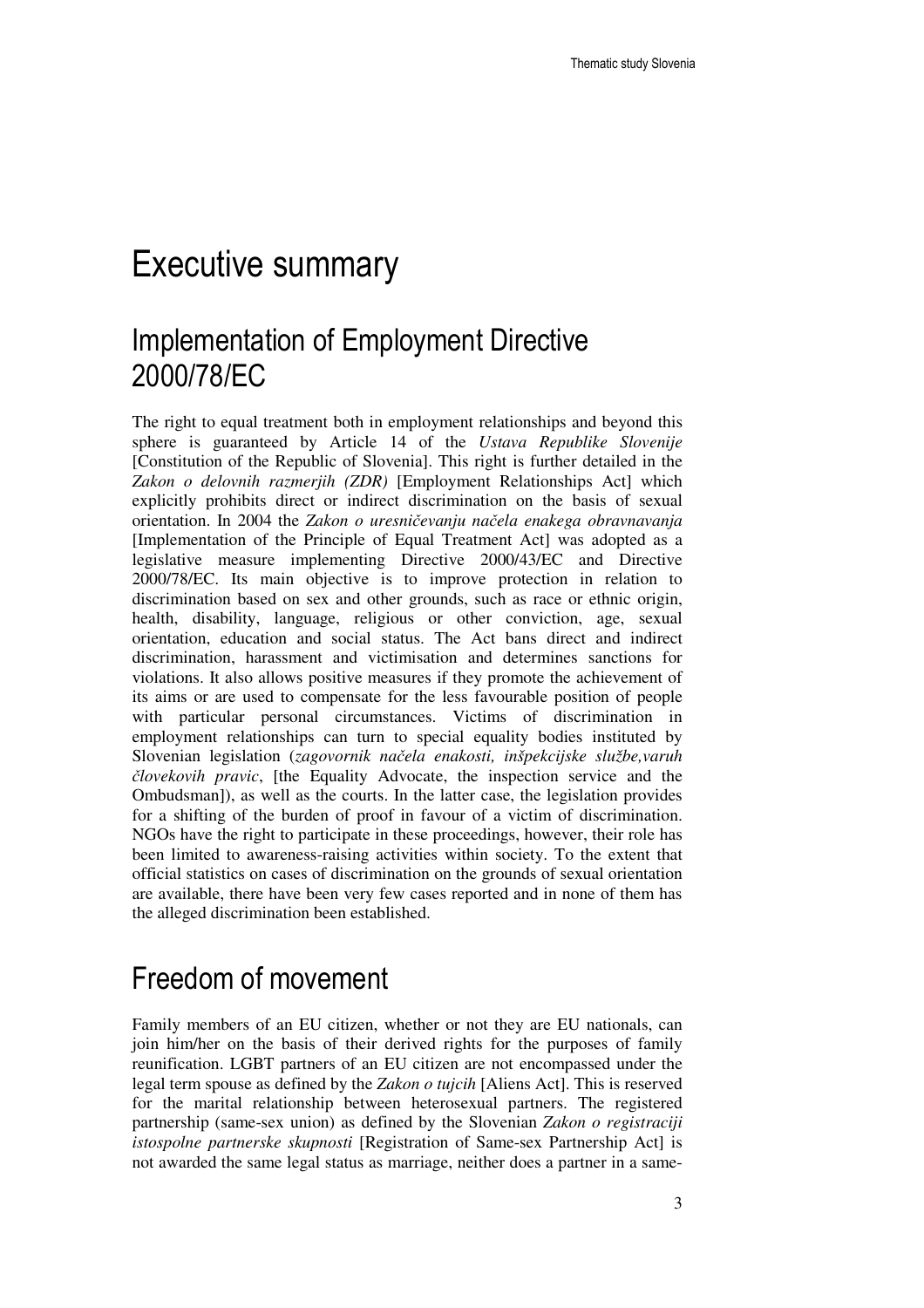# Executive summary

## Implementation of Employment Directive 2000/78/EC

The right to equal treatment both in employment relationships and beyond this sphere is guaranteed by Article 14 of the *Ustava Republike Slovenije* [Constitution of the Republic of Slovenia]. This right is further detailed in the *Zakon o delovnih razmerjih (ZDR)* [Employment Relationships Act] which explicitly prohibits direct or indirect discrimination on the basis of sexual orientation. In 2004 the *Zakon o uresničevanju načela enakega obravnavanja* [Implementation of the Principle of Equal Treatment Act] was adopted as a legislative measure implementing Directive 2000/43/EC and Directive 2000/78/EC. Its main objective is to improve protection in relation to discrimination based on sex and other grounds, such as race or ethnic origin, health, disability, language, religious or other conviction, age, sexual orientation, education and social status. The Act bans direct and indirect discrimination, harassment and victimisation and determines sanctions for violations. It also allows positive measures if they promote the achievement of its aims or are used to compensate for the less favourable position of people with particular personal circumstances. Victims of discrimination in employment relationships can turn to special equality bodies instituted by Slovenian legislation (*zagovornik načela enakosti, inšpekcijske službe,varuh človekovih pravic*, [the Equality Advocate, the inspection service and the Ombudsman]), as well as the courts. In the latter case, the legislation provides for a shifting of the burden of proof in favour of a victim of discrimination. NGOs have the right to participate in these proceedings, however, their role has been limited to awareness-raising activities within society. To the extent that official statistics on cases of discrimination on the grounds of sexual orientation are available, there have been very few cases reported and in none of them has the alleged discrimination been established.

## Freedom of movement

Family members of an EU citizen, whether or not they are EU nationals, can join him/her on the basis of their derived rights for the purposes of family reunification. LGBT partners of an EU citizen are not encompassed under the legal term spouse as defined by the *Zakon o tujcih* [Aliens Act]. This is reserved for the marital relationship between heterosexual partners. The registered partnership (same-sex union) as defined by the Slovenian *Zakon o registraciji istospolne partnerske skupnosti* [Registration of Same-sex Partnership Act] is not awarded the same legal status as marriage, neither does a partner in a same-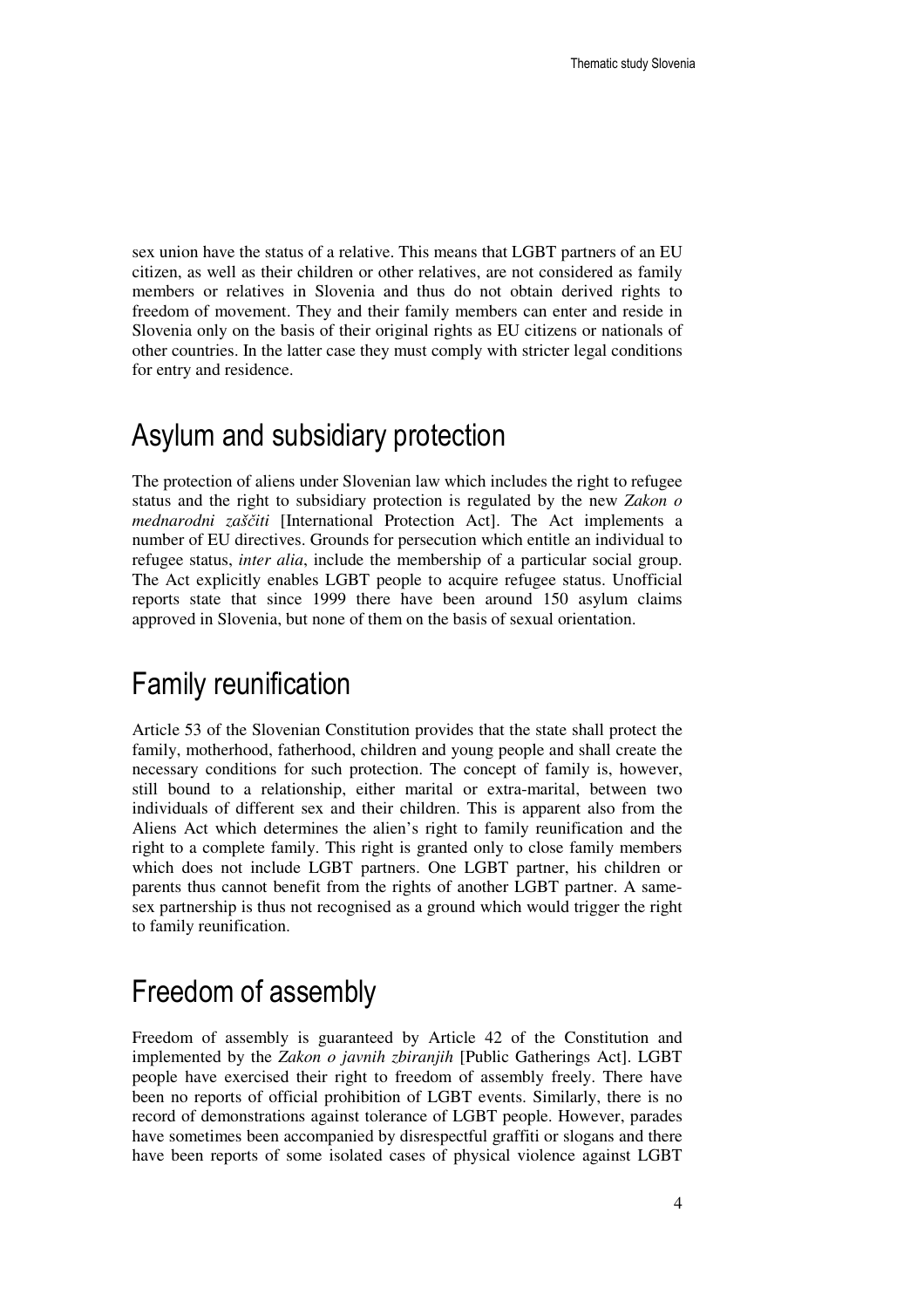sex union have the status of a relative. This means that LGBT partners of an EU citizen, as well as their children or other relatives, are not considered as family members or relatives in Slovenia and thus do not obtain derived rights to freedom of movement. They and their family members can enter and reside in Slovenia only on the basis of their original rights as EU citizens or nationals of other countries. In the latter case they must comply with stricter legal conditions for entry and residence.

## Asylum and subsidiary protection

The protection of aliens under Slovenian law which includes the right to refugee status and the right to subsidiary protection is regulated by the new *Zakon o mednarodni zaščiti* [International Protection Act]. The Act implements a number of EU directives. Grounds for persecution which entitle an individual to refugee status, *inter alia*, include the membership of a particular social group. The Act explicitly enables LGBT people to acquire refugee status. Unofficial reports state that since 1999 there have been around 150 asylum claims approved in Slovenia, but none of them on the basis of sexual orientation.

## Family reunification

Article 53 of the Slovenian Constitution provides that the state shall protect the family, motherhood, fatherhood, children and young people and shall create the necessary conditions for such protection. The concept of family is, however, still bound to a relationship, either marital or extra-marital, between two individuals of different sex and their children. This is apparent also from the Aliens Act which determines the alien's right to family reunification and the right to a complete family. This right is granted only to close family members which does not include LGBT partners. One LGBT partner, his children or parents thus cannot benefit from the rights of another LGBT partner. A same-sex partnership is thus not recognised as a ground which would trigger the right to family reunification.

## Freedom of assembly

Freedom of assembly is guaranteed by Article 42 of the Constitution and implemented by the *Zakon o javnih zbiranjih* [Public Gatherings Act]. LGBT people have exercised their right to freedom of assembly freely. There have been no reports of official prohibition of LGBT events. Similarly, there is no record of demonstrations against tolerance of LGBT people. However, parades have sometimes been accompanied by disrespectful graffiti or slogans and there have been reports of some isolated cases of physical violence against LGBT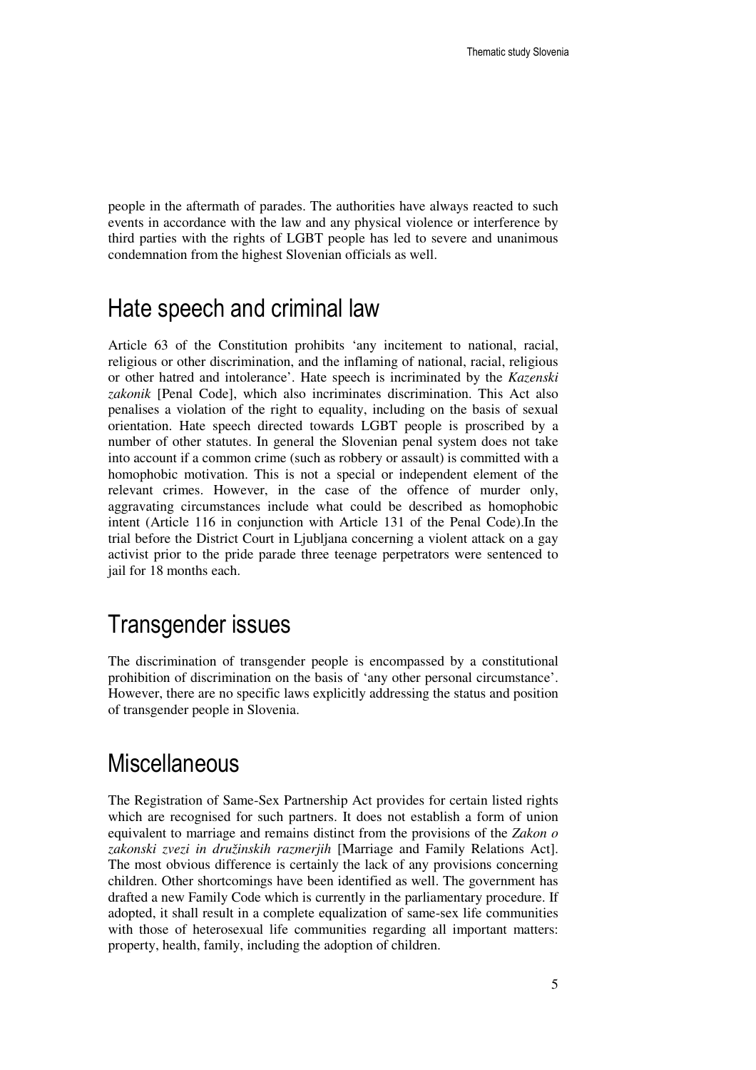people in the aftermath of parades. The authorities have always reacted to such events in accordance with the law and any physical violence or interference by third parties with the rights of LGBT people has led to severe and unanimous condemnation from the highest Slovenian officials as well.

# Hate speech and criminal law

Article 63 of the Constitution prohibits 'any incitement to national, racial, religious or other discrimination, and the inflaming of national, racial, religious or other hatred and intolerance'. Hate speech is incriminated by the *Kazenski zakonik* [Penal Code], which also incriminates discrimination. This Act also penalises a violation of the right to equality, including on the basis of sexual orientation. Hate speech directed towards LGBT people is proscribed by a number of other statutes. In general the Slovenian penal system does not take into account if a common crime (such as robbery or assault) is committed with a homophobic motivation. This is not a special or independent element of the relevant crimes. However, in the case of the offence of murder only, aggravating circumstances include what could be described as homophobic intent (Article 116 in conjunction with Article 131 of the Penal Code).In the trial before the District Court in Ljubljana concerning a violent attack on a gay activist prior to the pride parade three teenage perpetrators were sentenced to jail for 18 months each.

# Transgender issues

The discrimination of transgender people is encompassed by a constitutional prohibition of discrimination on the basis of 'any other personal circumstance'. However, there are no specific laws explicitly addressing the status and position of transgender people in Slovenia.

# Miscellaneous

The Registration of Same-Sex Partnership Act provides for certain listed rights which are recognised for such partners. It does not establish a form of union equivalent to marriage and remains distinct from the provisions of the *Zakon o zakonski zvezi in družinskih razmerjih* [Marriage and Family Relations Act]. The most obvious difference is certainly the lack of any provisions concerning children. Other shortcomings have been identified as well. The government has drafted a new Family Code which is currently in the parliamentary procedure. If adopted, it shall result in a complete equalization of same-sex life communities with those of heterosexual life communities regarding all important matters: property, health, family, including the adoption of children.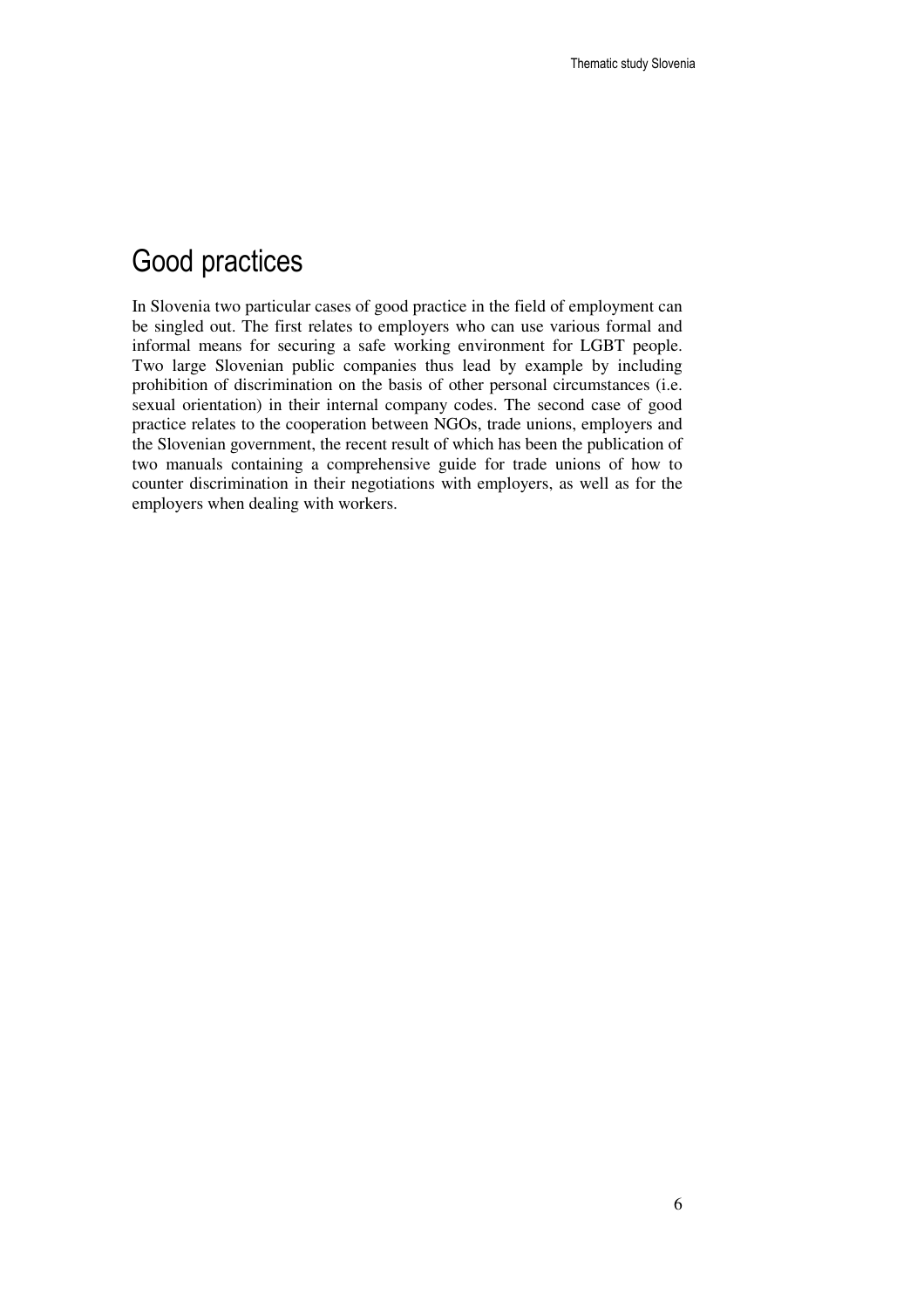# Good practices

In Slovenia two particular cases of good practice in the field of employment can be singled out. The first relates to employers who can use various formal and informal means for securing a safe working environment for LGBT people. Two large Slovenian public companies thus lead by example by including prohibition of discrimination on the basis of other personal circumstances (i.e. sexual orientation) in their internal company codes. The second case of good practice relates to the cooperation between NGOs, trade unions, employers and the Slovenian government, the recent result of which has been the publication of two manuals containing a comprehensive guide for trade unions of how to counter discrimination in their negotiations with employers, as well as for the employers when dealing with workers.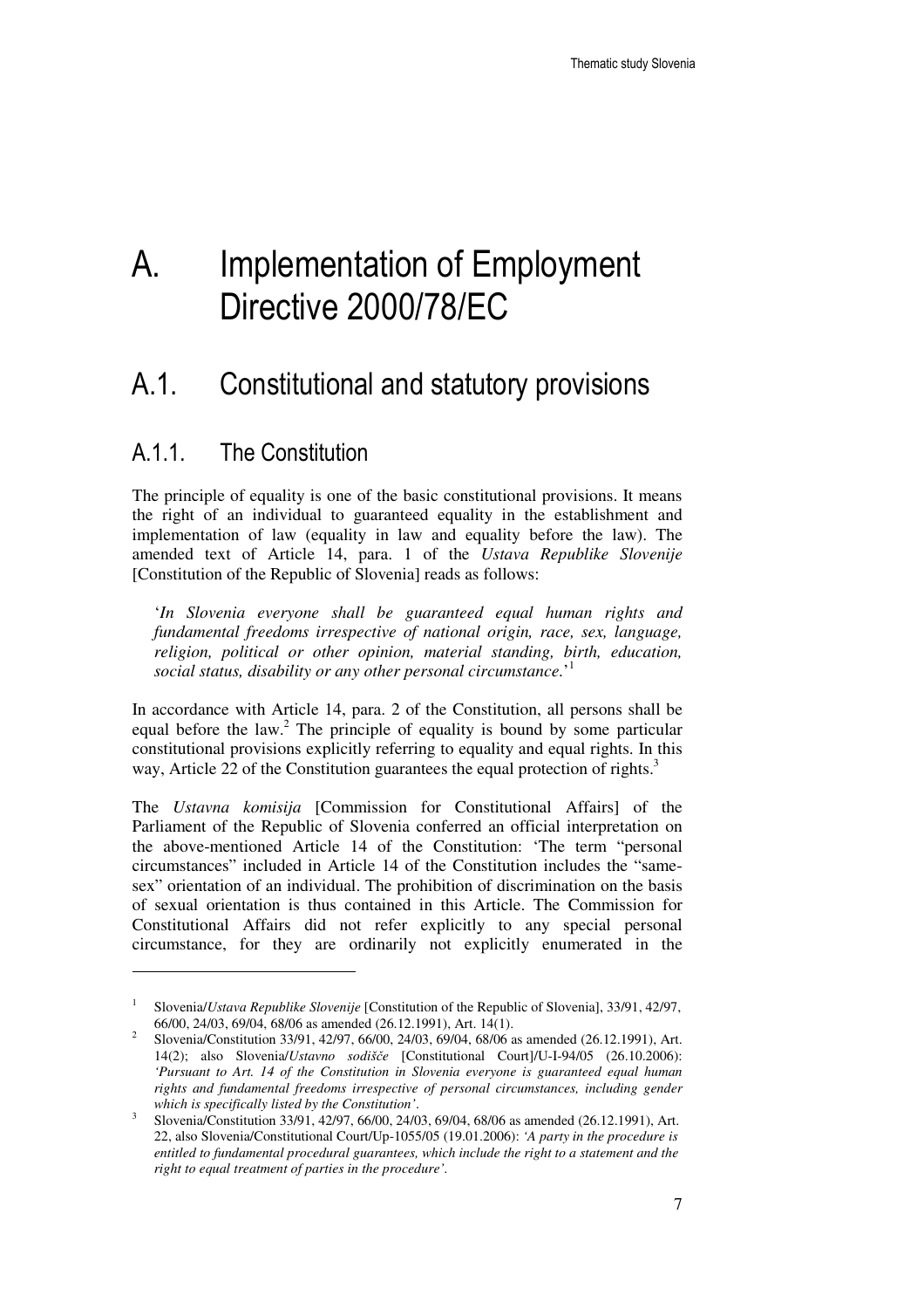# A. Implementation of Employment Directive 2000/78/EC

## A.1. Constitutional and statutory provisions

### A.1.1. The Constitution

The principle of equality is one of the basic constitutional provisions. It means the right of an individual to guaranteed equality in the establishment and implementation of law (equality in law and equality before the law). The amended text of Article 14, para. 1 of the *Ustava Republike Slovenije* [Constitution of the Republic of Slovenia] reads as follows:

> '*In Slovenia everyone shall be guaranteed equal human rights and fundamental freedoms irrespective of national origin, race, sex, language, religion, political or other opinion, material standing, birth, education, social status, disability or any other personal circumstance.*'[1]

In accordance with Article 14, para. 2 of the Constitution, all persons shall be equal before the law.[2] The principle of equality is bound by some particular constitutional provisions explicitly referring to equality and equal rights. In this way, Article 22 of the Constitution guarantees the equal protection of rights.[3]

The *Ustavna komisija* [Commission for Constitutional Affairs] of the Parliament of the Republic of Slovenia conferred an official interpretation on the above-mentioned Article 14 of the Constitution: 'The term "personal circumstances" included in Article 14 of the Constitution includes the "same-sex" orientation of an individual. The prohibition of discrimination on the basis of sexual orientation is thus contained in this Article. The Commission for Constitutional Affairs did not refer explicitly to any special personal circumstance, for they are ordinarily not explicitly enumerated in the

---

[1] Slovenia/*Ustava Republike Slovenije* [Constitution of the Republic of Slovenia], 33/91, 42/97, 66/00, 24/03, 69/04, 68/06 as amended (26.12.1991), Art. 14(1).

[2] Slovenia/Constitution 33/91, 42/97, 66/00, 24/03, 69/04, 68/06 as amended (26.12.1991), Art. 14(2); also Slovenia/*Ustavno sodišče* [Constitutional Court]/U-I-94/05 (26.10.2006): *'Pursuant to Art. 14 of the Constitution in Slovenia everyone is guaranteed equal human rights and fundamental freedoms irrespective of personal circumstances, including gender which is specifically listed by the Constitution'.*

[3] Slovenia/Constitution 33/91, 42/97, 66/00, 24/03, 69/04, 68/06 as amended (26.12.1991), Art. 22, also Slovenia/Constitutional Court/Up-1055/05 (19.01.2006): *'A party in the procedure is entitled to fundamental procedural guarantees, which include the right to a statement and the right to equal treatment of parties in the procedure'.*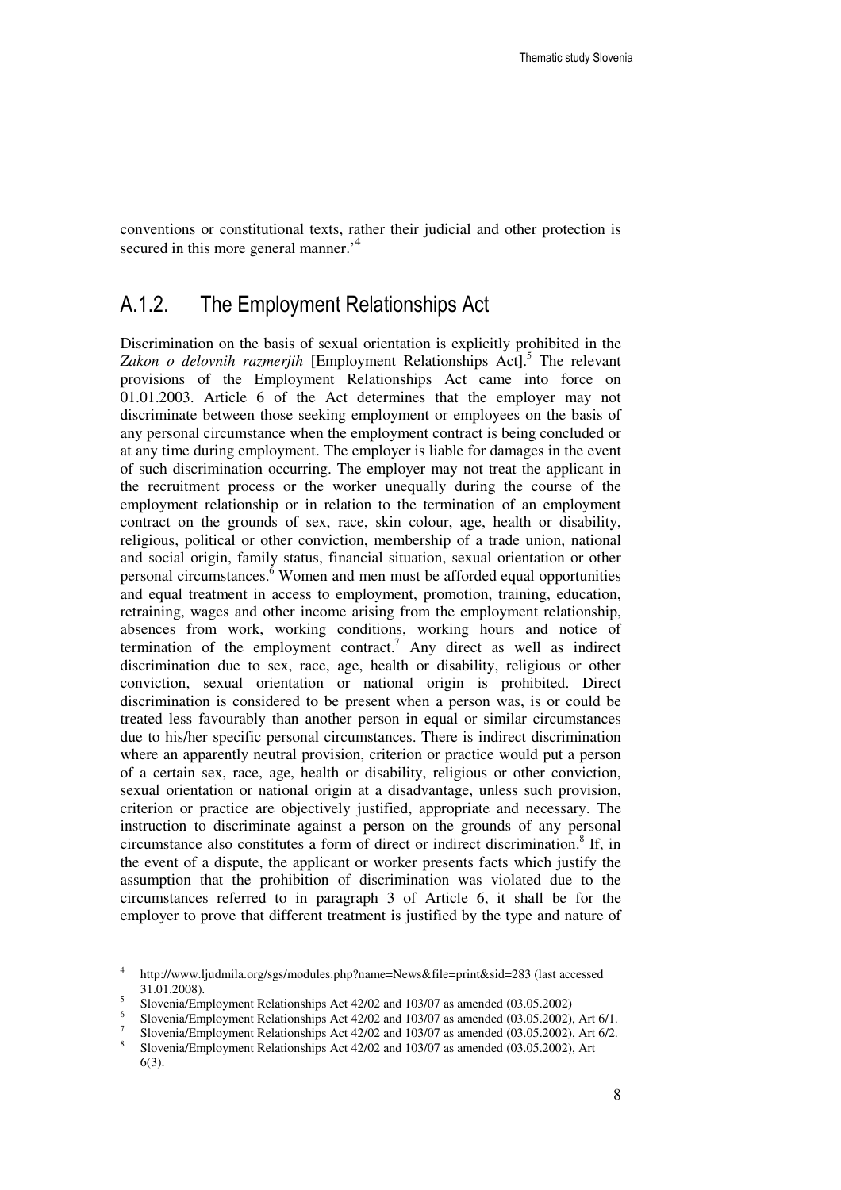conventions or constitutional texts, rather their judicial and other protection is secured in this more general manner.'[4]

## A.1.2. The Employment Relationships Act

Discrimination on the basis of sexual orientation is explicitly prohibited in the *Zakon o delovnih razmerjih* [Employment Relationships Act].[5] The relevant provisions of the Employment Relationships Act came into force on 01.01.2003. Article 6 of the Act determines that the employer may not discriminate between those seeking employment or employees on the basis of any personal circumstance when the employment contract is being concluded or at any time during employment. The employer is liable for damages in the event of such discrimination occurring. The employer may not treat the applicant in the recruitment process or the worker unequally during the course of the employment relationship or in relation to the termination of an employment contract on the grounds of sex, race, skin colour, age, health or disability, religious, political or other conviction, membership of a trade union, national and social origin, family status, financial situation, sexual orientation or other personal circumstances.[6] Women and men must be afforded equal opportunities and equal treatment in access to employment, promotion, training, education, retraining, wages and other income arising from the employment relationship, absences from work, working conditions, working hours and notice of termination of the employment contract.[7] Any direct as well as indirect discrimination due to sex, race, age, health or disability, religious or other conviction, sexual orientation or national origin is prohibited. Direct discrimination is considered to be present when a person was, is or could be treated less favourably than another person in equal or similar circumstances due to his/her specific personal circumstances. There is indirect discrimination where an apparently neutral provision, criterion or practice would put a person of a certain sex, race, age, health or disability, religious or other conviction, sexual orientation or national origin at a disadvantage, unless such provision, criterion or practice are objectively justified, appropriate and necessary. The instruction to discriminate against a person on the grounds of any personal circumstance also constitutes a form of direct or indirect discrimination.[8] If, in the event of a dispute, the applicant or worker presents facts which justify the assumption that the prohibition of discrimination was violated due to the circumstances referred to in paragraph 3 of Article 6, it shall be for the employer to prove that different treatment is justified by the type and nature of

---

[4] http://www.ljudmila.org/sgs/modules.php?name=News&file=print&sid=283 (last accessed 31.01.2008).

[5] Slovenia/Employment Relationships Act 42/02 and 103/07 as amended (03.05.2002)

[6] Slovenia/Employment Relationships Act 42/02 and 103/07 as amended (03.05.2002), Art 6/1.

[7] Slovenia/Employment Relationships Act 42/02 and 103/07 as amended (03.05.2002), Art 6/2.

[8] Slovenia/Employment Relationships Act 42/02 and 103/07 as amended (03.05.2002), Art 6(3).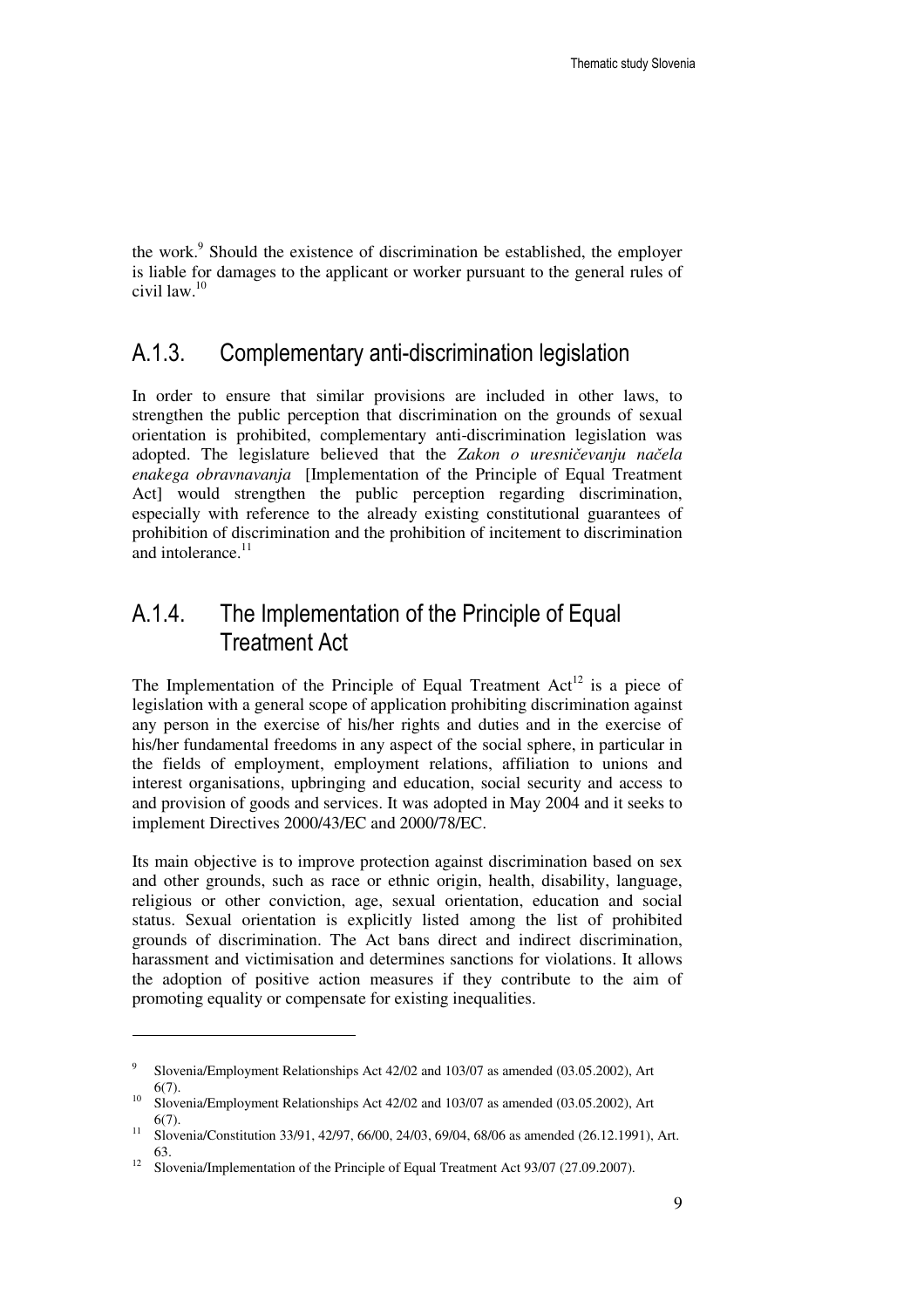the work.[9] Should the existence of discrimination be established, the employer is liable for damages to the applicant or worker pursuant to the general rules of civil law.[10]

## A.1.3. Complementary anti-discrimination legislation

In order to ensure that similar provisions are included in other laws, to strengthen the public perception that discrimination on the grounds of sexual orientation is prohibited, complementary anti-discrimination legislation was adopted. The legislature believed that the *Zakon o uresničevanju načela enakega obravnavanja* [Implementation of the Principle of Equal Treatment Act] would strengthen the public perception regarding discrimination, especially with reference to the already existing constitutional guarantees of prohibition of discrimination and the prohibition of incitement to discrimination and intolerance.[11]

## A.1.4. The Implementation of the Principle of Equal Treatment Act

The Implementation of the Principle of Equal Treatment Act[12] is a piece of legislation with a general scope of application prohibiting discrimination against any person in the exercise of his/her rights and duties and in the exercise of his/her fundamental freedoms in any aspect of the social sphere, in particular in the fields of employment, employment relations, affiliation to unions and interest organisations, upbringing and education, social security and access to and provision of goods and services. It was adopted in May 2004 and it seeks to implement Directives 2000/43/EC and 2000/78/EC.

Its main objective is to improve protection against discrimination based on sex and other grounds, such as race or ethnic origin, health, disability, language, religious or other conviction, age, sexual orientation, education and social status. Sexual orientation is explicitly listed among the list of prohibited grounds of discrimination. The Act bans direct and indirect discrimination, harassment and victimisation and determines sanctions for violations. It allows the adoption of positive action measures if they contribute to the aim of promoting equality or compensate for existing inequalities.

---

[9] Slovenia/Employment Relationships Act 42/02 and 103/07 as amended (03.05.2002), Art 6(7).

[10] Slovenia/Employment Relationships Act 42/02 and 103/07 as amended (03.05.2002), Art 6(7).

[11] Slovenia/Constitution 33/91, 42/97, 66/00, 24/03, 69/04, 68/06 as amended (26.12.1991), Art. 63.

[12] Slovenia/Implementation of the Principle of Equal Treatment Act 93/07 (27.09.2007).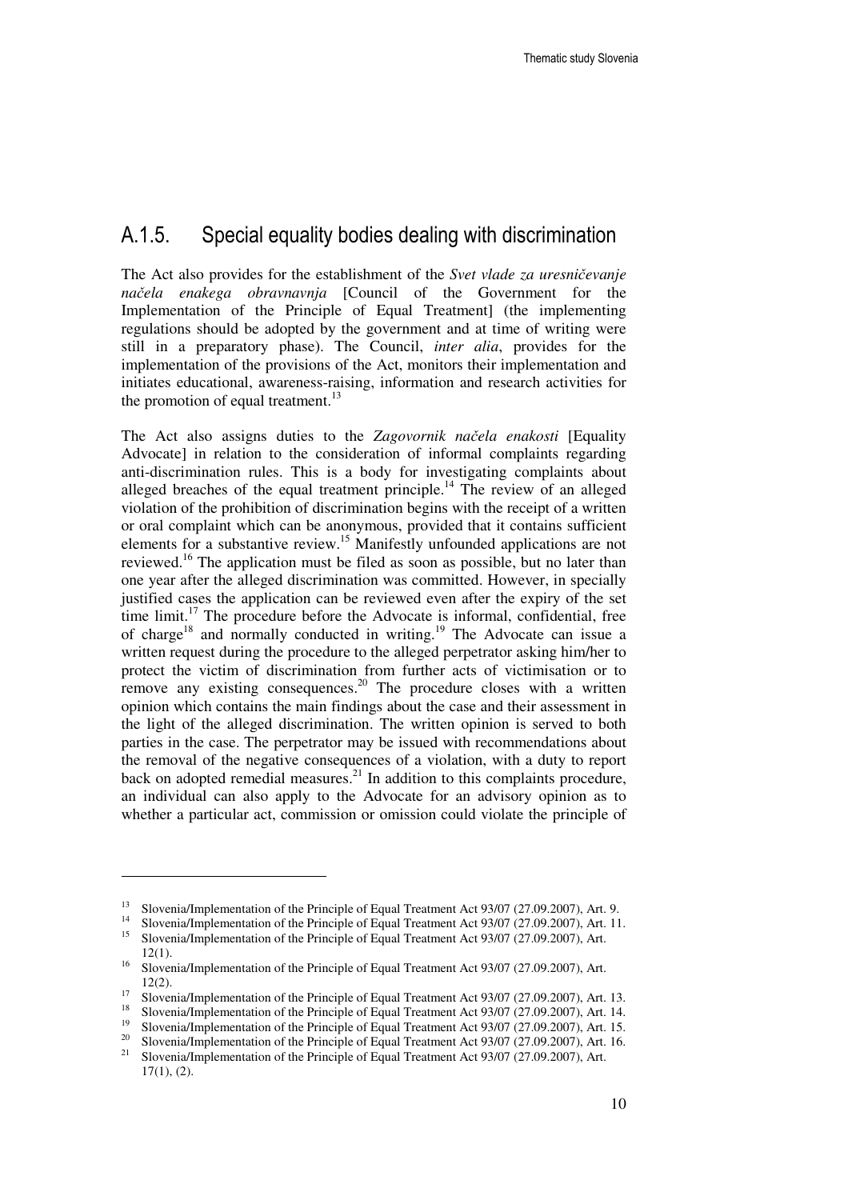## A.1.5. Special equality bodies dealing with discrimination

The Act also provides for the establishment of the *Svet vlade za uresničevanje načela enakega obravnavnja* [Council of the Government for the Implementation of the Principle of Equal Treatment] (the implementing regulations should be adopted by the government and at time of writing were still in a preparatory phase). The Council, *inter alia*, provides for the implementation of the provisions of the Act, monitors their implementation and initiates educational, awareness-raising, information and research activities for the promotion of equal treatment.[13]

The Act also assigns duties to the *Zagovornik načela enakosti* [Equality Advocate] in relation to the consideration of informal complaints regarding anti-discrimination rules. This is a body for investigating complaints about alleged breaches of the equal treatment principle.[14] The review of an alleged violation of the prohibition of discrimination begins with the receipt of a written or oral complaint which can be anonymous, provided that it contains sufficient elements for a substantive review.[15] Manifestly unfounded applications are not reviewed.[16] The application must be filed as soon as possible, but no later than one year after the alleged discrimination was committed. However, in specially justified cases the application can be reviewed even after the expiry of the set time limit.[17] The procedure before the Advocate is informal, confidential, free of charge[18] and normally conducted in writing.[19] The Advocate can issue a written request during the procedure to the alleged perpetrator asking him/her to protect the victim of discrimination from further acts of victimisation or to remove any existing consequences.[20] The procedure closes with a written opinion which contains the main findings about the case and their assessment in the light of the alleged discrimination. The written opinion is served to both parties in the case. The perpetrator may be issued with recommendations about the removal of the negative consequences of a violation, with a duty to report back on adopted remedial measures.[21] In addition to this complaints procedure, an individual can also apply to the Advocate for an advisory opinion as to whether a particular act, commission or omission could violate the principle of

---

[13] Slovenia/Implementation of the Principle of Equal Treatment Act 93/07 (27.09.2007), Art. 9.

[14] Slovenia/Implementation of the Principle of Equal Treatment Act 93/07 (27.09.2007), Art. 11.

[15] Slovenia/Implementation of the Principle of Equal Treatment Act 93/07 (27.09.2007), Art. 12(1).

[16] Slovenia/Implementation of the Principle of Equal Treatment Act 93/07 (27.09.2007), Art. 12(2).

[17] Slovenia/Implementation of the Principle of Equal Treatment Act 93/07 (27.09.2007), Art. 13.

[18] Slovenia/Implementation of the Principle of Equal Treatment Act 93/07 (27.09.2007), Art. 14.

[19] Slovenia/Implementation of the Principle of Equal Treatment Act 93/07 (27.09.2007), Art. 15.

[20] Slovenia/Implementation of the Principle of Equal Treatment Act 93/07 (27.09.2007), Art. 16.

[21] Slovenia/Implementation of the Principle of Equal Treatment Act 93/07 (27.09.2007), Art. 17(1), (2).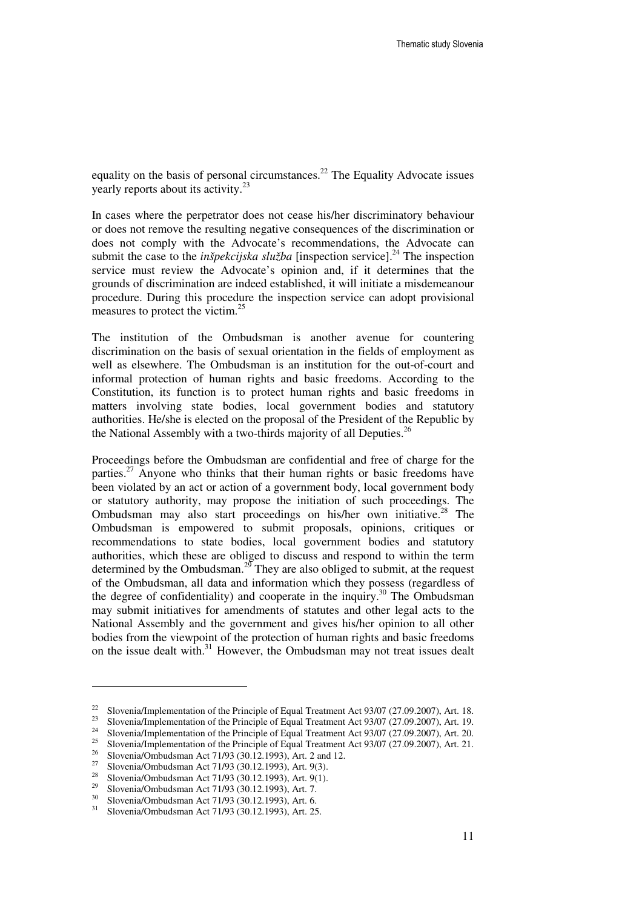equality on the basis of personal circumstances.[22] The Equality Advocate issues yearly reports about its activity.[23]

In cases where the perpetrator does not cease his/her discriminatory behaviour or does not remove the resulting negative consequences of the discrimination or does not comply with the Advocate's recommendations, the Advocate can submit the case to the *inšpekcijska služba* [inspection service].[24] The inspection service must review the Advocate's opinion and, if it determines that the grounds of discrimination are indeed established, it will initiate a misdemeanour procedure. During this procedure the inspection service can adopt provisional measures to protect the victim.[25]

The institution of the Ombudsman is another avenue for countering discrimination on the basis of sexual orientation in the fields of employment as well as elsewhere. The Ombudsman is an institution for the out-of-court and informal protection of human rights and basic freedoms. According to the Constitution, its function is to protect human rights and basic freedoms in matters involving state bodies, local government bodies and statutory authorities. He/she is elected on the proposal of the President of the Republic by the National Assembly with a two-thirds majority of all Deputies.[26]

Proceedings before the Ombudsman are confidential and free of charge for the parties.[27] Anyone who thinks that their human rights or basic freedoms have been violated by an act or action of a government body, local government body or statutory authority, may propose the initiation of such proceedings. The Ombudsman may also start proceedings on his/her own initiative.[28] The Ombudsman is empowered to submit proposals, opinions, critiques or recommendations to state bodies, local government bodies and statutory authorities, which these are obliged to discuss and respond to within the term determined by the Ombudsman.[29] They are also obliged to submit, at the request of the Ombudsman, all data and information which they possess (regardless of the degree of confidentiality) and cooperate in the inquiry.[30] The Ombudsman may submit initiatives for amendments of statutes and other legal acts to the National Assembly and the government and gives his/her opinion to all other bodies from the viewpoint of the protection of human rights and basic freedoms on the issue dealt with.[31] However, the Ombudsman may not treat issues dealt

---

[22] Slovenia/Implementation of the Principle of Equal Treatment Act 93/07 (27.09.2007), Art. 18.
[23] Slovenia/Implementation of the Principle of Equal Treatment Act 93/07 (27.09.2007), Art. 19.
[24] Slovenia/Implementation of the Principle of Equal Treatment Act 93/07 (27.09.2007), Art. 20.
[25] Slovenia/Implementation of the Principle of Equal Treatment Act 93/07 (27.09.2007), Art. 21.
[26] Slovenia/Ombudsman Act 71/93 (30.12.1993), Art. 2 and 12.
[27] Slovenia/Ombudsman Act 71/93 (30.12.1993), Art. 9(3).
[28] Slovenia/Ombudsman Act 71/93 (30.12.1993), Art. 9(1).
[29] Slovenia/Ombudsman Act 71/93 (30.12.1993), Art. 7.
[30] Slovenia/Ombudsman Act 71/93 (30.12.1993), Art. 6.
[31] Slovenia/Ombudsman Act 71/93 (30.12.1993), Art. 25.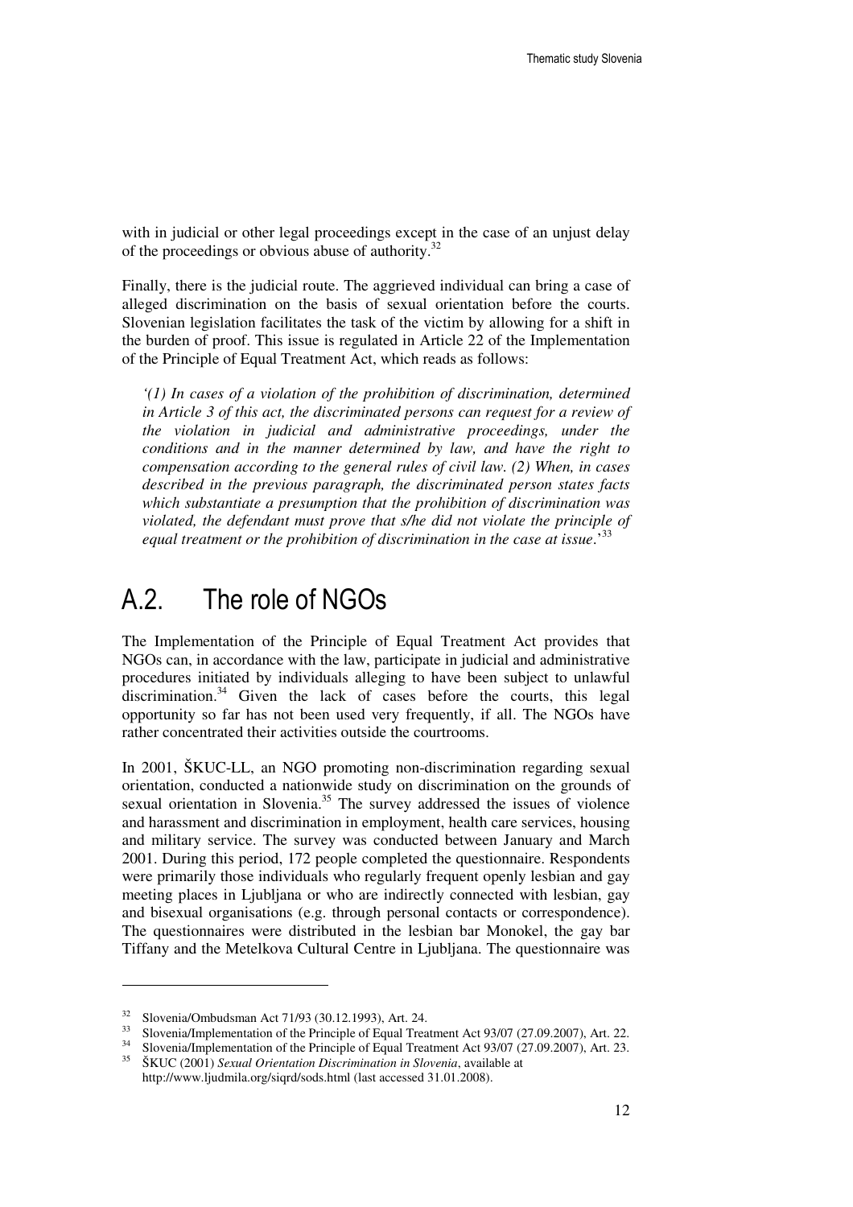with in judicial or other legal proceedings except in the case of an unjust delay of the proceedings or obvious abuse of authority.[32]

Finally, there is the judicial route. The aggrieved individual can bring a case of alleged discrimination on the basis of sexual orientation before the courts. Slovenian legislation facilitates the task of the victim by allowing for a shift in the burden of proof. This issue is regulated in Article 22 of the Implementation of the Principle of Equal Treatment Act, which reads as follows:

*'(1) In cases of a violation of the prohibition of discrimination, determined in Article 3 of this act, the discriminated persons can request for a review of the violation in judicial and administrative proceedings, under the conditions and in the manner determined by law, and have the right to compensation according to the general rules of civil law. (2) When, in cases described in the previous paragraph, the discriminated person states facts which substantiate a presumption that the prohibition of discrimination was violated, the defendant must prove that s/he did not violate the principle of equal treatment or the prohibition of discrimination in the case at issue.'*[33]

## A.2. The role of NGOs

The Implementation of the Principle of Equal Treatment Act provides that NGOs can, in accordance with the law, participate in judicial and administrative procedures initiated by individuals alleging to have been subject to unlawful discrimination.[34] Given the lack of cases before the courts, this legal opportunity so far has not been used very frequently, if all. The NGOs have rather concentrated their activities outside the courtrooms.

In 2001, ŠKUC-LL, an NGO promoting non-discrimination regarding sexual orientation, conducted a nationwide study on discrimination on the grounds of sexual orientation in Slovenia.[35] The survey addressed the issues of violence and harassment and discrimination in employment, health care services, housing and military service. The survey was conducted between January and March 2001. During this period, 172 people completed the questionnaire. Respondents were primarily those individuals who regularly frequent openly lesbian and gay meeting places in Ljubljana or who are indirectly connected with lesbian, gay and bisexual organisations (e.g. through personal contacts or correspondence). The questionnaires were distributed in the lesbian bar Monokel, the gay bar Tiffany and the Metelkova Cultural Centre in Ljubljana. The questionnaire was

---

[32] Slovenia/Ombudsman Act 71/93 (30.12.1993), Art. 24.

[33] Slovenia/Implementation of the Principle of Equal Treatment Act 93/07 (27.09.2007), Art. 22.

[34] Slovenia/Implementation of the Principle of Equal Treatment Act 93/07 (27.09.2007), Art. 23.

[35] ŠKUC (2001) *Sexual Orientation Discrimination in Slovenia*, available at http://www.ljudmila.org/siqrd/sods.html (last accessed 31.01.2008).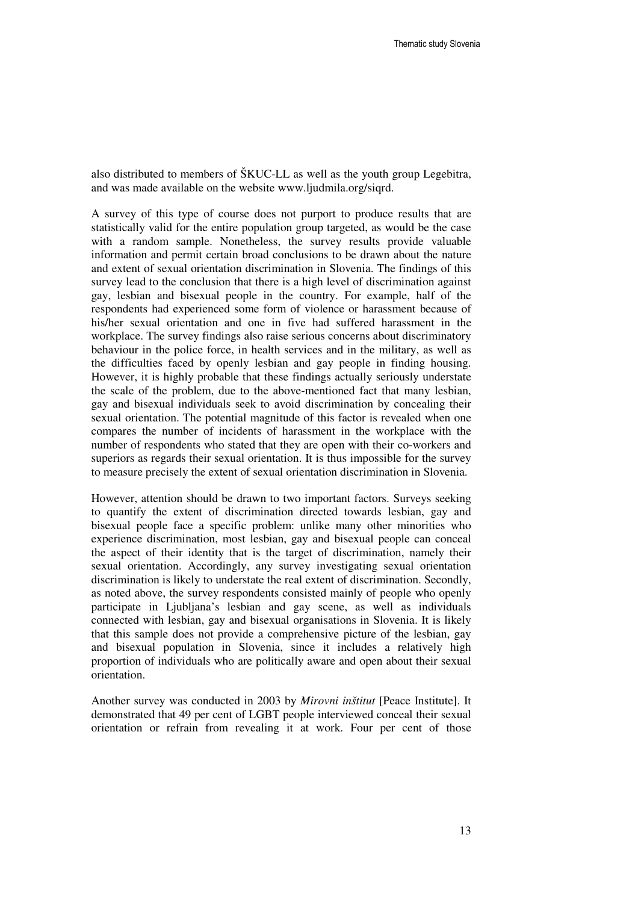also distributed to members of ŠKUC-LL as well as the youth group Legebitra, and was made available on the website www.ljudmila.org/siqrd.

A survey of this type of course does not purport to produce results that are statistically valid for the entire population group targeted, as would be the case with a random sample. Nonetheless, the survey results provide valuable information and permit certain broad conclusions to be drawn about the nature and extent of sexual orientation discrimination in Slovenia. The findings of this survey lead to the conclusion that there is a high level of discrimination against gay, lesbian and bisexual people in the country. For example, half of the respondents had experienced some form of violence or harassment because of his/her sexual orientation and one in five had suffered harassment in the workplace. The survey findings also raise serious concerns about discriminatory behaviour in the police force, in health services and in the military, as well as the difficulties faced by openly lesbian and gay people in finding housing. However, it is highly probable that these findings actually seriously understate the scale of the problem, due to the above-mentioned fact that many lesbian, gay and bisexual individuals seek to avoid discrimination by concealing their sexual orientation. The potential magnitude of this factor is revealed when one compares the number of incidents of harassment in the workplace with the number of respondents who stated that they are open with their co-workers and superiors as regards their sexual orientation. It is thus impossible for the survey to measure precisely the extent of sexual orientation discrimination in Slovenia.

However, attention should be drawn to two important factors. Surveys seeking to quantify the extent of discrimination directed towards lesbian, gay and bisexual people face a specific problem: unlike many other minorities who experience discrimination, most lesbian, gay and bisexual people can conceal the aspect of their identity that is the target of discrimination, namely their sexual orientation. Accordingly, any survey investigating sexual orientation discrimination is likely to understate the real extent of discrimination. Secondly, as noted above, the survey respondents consisted mainly of people who openly participate in Ljubljana's lesbian and gay scene, as well as individuals connected with lesbian, gay and bisexual organisations in Slovenia. It is likely that this sample does not provide a comprehensive picture of the lesbian, gay and bisexual population in Slovenia, since it includes a relatively high proportion of individuals who are politically aware and open about their sexual orientation.

Another survey was conducted in 2003 by *Mirovni inštitut* [Peace Institute]. It demonstrated that 49 per cent of LGBT people interviewed conceal their sexual orientation or refrain from revealing it at work. Four per cent of those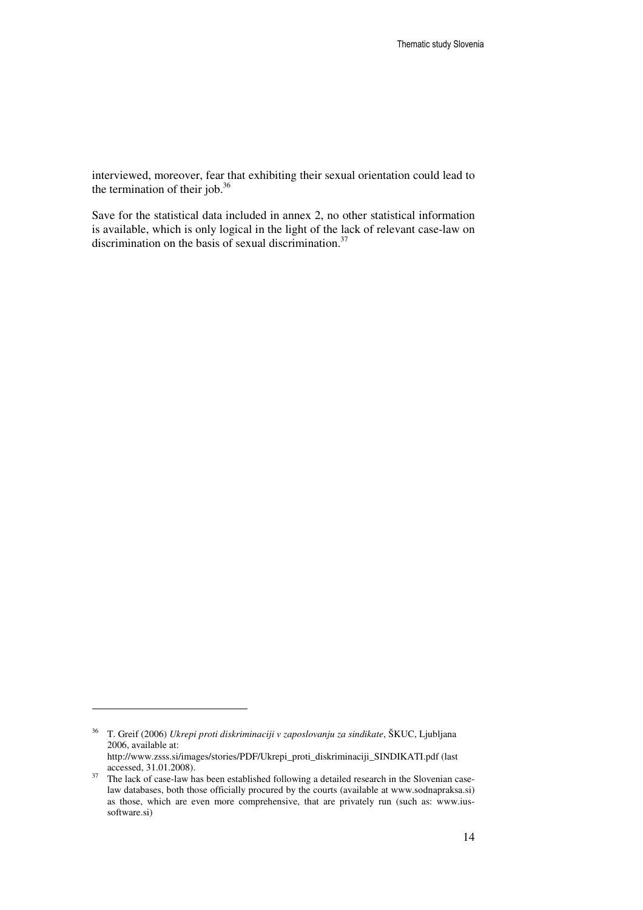interviewed, moreover, fear that exhibiting their sexual orientation could lead to the termination of their job.[36]

Save for the statistical data included in annex 2, no other statistical information is available, which is only logical in the light of the lack of relevant case-law on discrimination on the basis of sexual discrimination.[37]

---

[36] T. Greif (2006) *Ukrepi proti diskriminaciji v zaposlovanju za sindikate*, ŠKUC, Ljubljana 2006, available at: http://www.zsss.si/images/stories/PDF/Ukrepi_proti_diskriminaciji_SINDIKATI.pdf (last accessed, 31.01.2008).

[37] The lack of case-law has been established following a detailed research in the Slovenian case-law databases, both those officially procured by the courts (available at www.sodnapraksa.si) as those, which are even more comprehensive, that are privately run (such as: www.ius-software.si)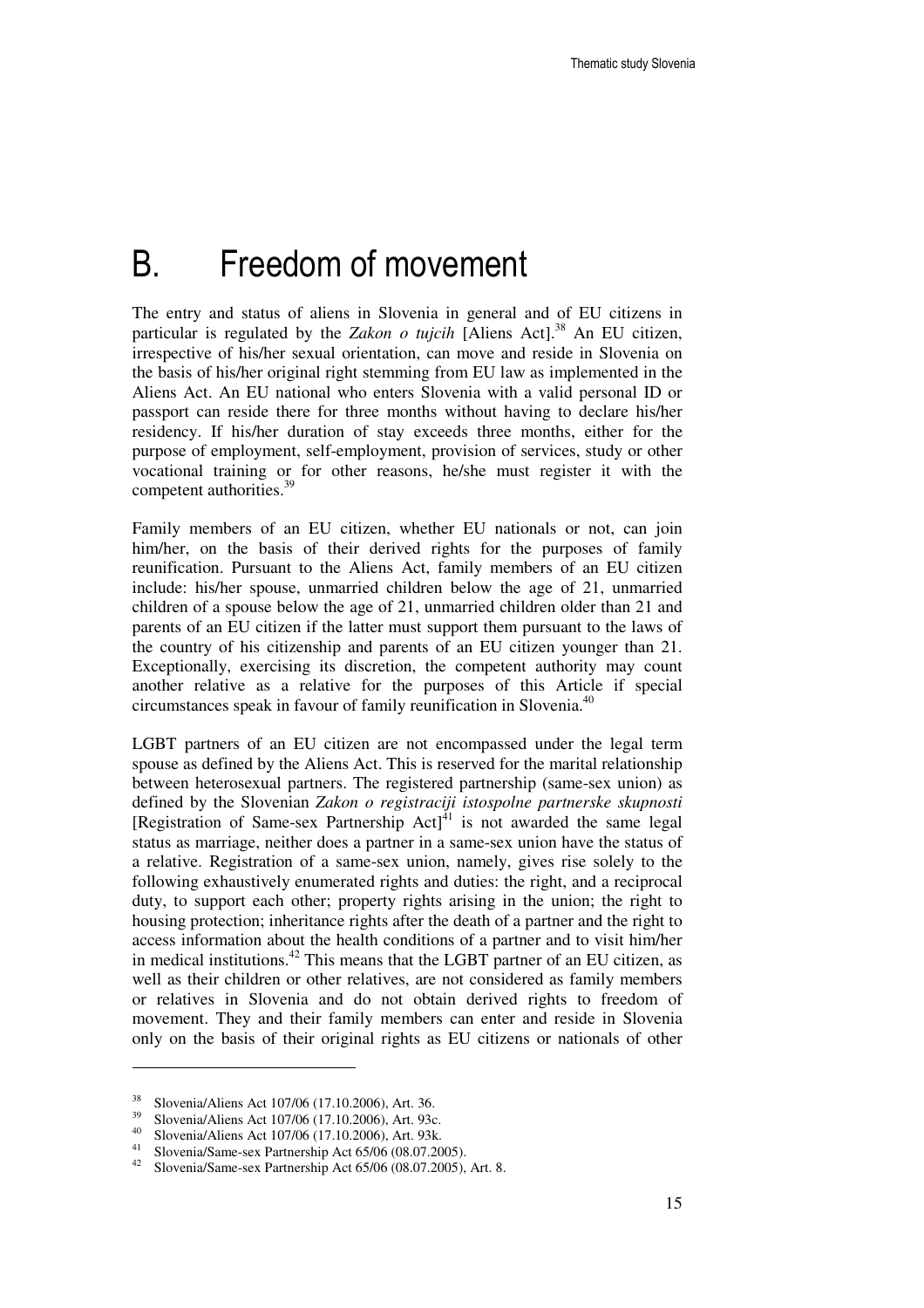# B. Freedom of movement

The entry and status of aliens in Slovenia in general and of EU citizens in particular is regulated by the *Zakon o tujcih* [Aliens Act].[38] An EU citizen, irrespective of his/her sexual orientation, can move and reside in Slovenia on the basis of his/her original right stemming from EU law as implemented in the Aliens Act. An EU national who enters Slovenia with a valid personal ID or passport can reside there for three months without having to declare his/her residency. If his/her duration of stay exceeds three months, either for the purpose of employment, self-employment, provision of services, study or other vocational training or for other reasons, he/she must register it with the competent authorities.[39]

Family members of an EU citizen, whether EU nationals or not, can join him/her, on the basis of their derived rights for the purposes of family reunification. Pursuant to the Aliens Act, family members of an EU citizen include: his/her spouse, unmarried children below the age of 21, unmarried children of a spouse below the age of 21, unmarried children older than 21 and parents of an EU citizen if the latter must support them pursuant to the laws of the country of his citizenship and parents of an EU citizen younger than 21. Exceptionally, exercising its discretion, the competent authority may count another relative as a relative for the purposes of this Article if special circumstances speak in favour of family reunification in Slovenia.[40]

LGBT partners of an EU citizen are not encompassed under the legal term spouse as defined by the Aliens Act. This is reserved for the marital relationship between heterosexual partners. The registered partnership (same-sex union) as defined by the Slovenian *Zakon o registraciji istospolne partnerske skupnosti* [Registration of Same-sex Partnership Act][41] is not awarded the same legal status as marriage, neither does a partner in a same-sex union have the status of a relative. Registration of a same-sex union, namely, gives rise solely to the following exhaustively enumerated rights and duties: the right, and a reciprocal duty, to support each other; property rights arising in the union; the right to housing protection; inheritance rights after the death of a partner and the right to access information about the health conditions of a partner and to visit him/her in medical institutions.[42] This means that the LGBT partner of an EU citizen, as well as their children or other relatives, are not considered as family members or relatives in Slovenia and do not obtain derived rights to freedom of movement. They and their family members can enter and reside in Slovenia only on the basis of their original rights as EU citizens or nationals of other

---

[38] Slovenia/Aliens Act 107/06 (17.10.2006), Art. 36.

[39] Slovenia/Aliens Act 107/06 (17.10.2006), Art. 93c.

[40] Slovenia/Aliens Act 107/06 (17.10.2006), Art. 93k.

[41] Slovenia/Same-sex Partnership Act 65/06 (08.07.2005).

[42] Slovenia/Same-sex Partnership Act 65/06 (08.07.2005), Art. 8.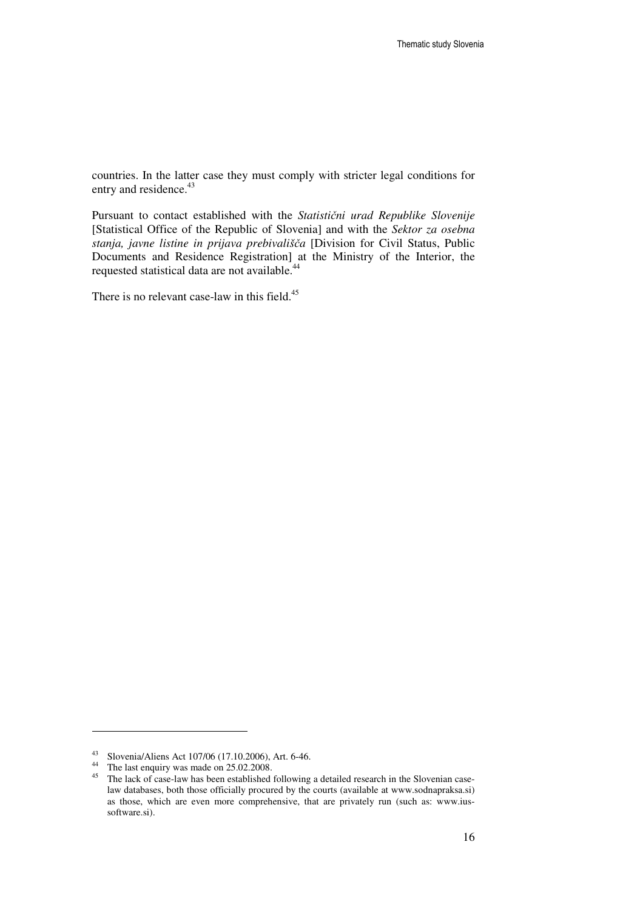countries. In the latter case they must comply with stricter legal conditions for entry and residence.[43]

Pursuant to contact established with the *Statistični urad Republike Slovenije* [Statistical Office of the Republic of Slovenia] and with the *Sektor za osebna stanja, javne listine in prijava prebivališča* [Division for Civil Status, Public Documents and Residence Registration] at the Ministry of the Interior, the requested statistical data are not available.[44]

There is no relevant case-law in this field.[45]

---

[43] Slovenia/Aliens Act 107/06 (17.10.2006), Art. 6-46.

[44] The last enquiry was made on 25.02.2008.

[45] The lack of case-law has been established following a detailed research in the Slovenian case-law databases, both those officially procured by the courts (available at www.sodnapraksa.si) as those, which are even more comprehensive, that are privately run (such as: www.ius-software.si).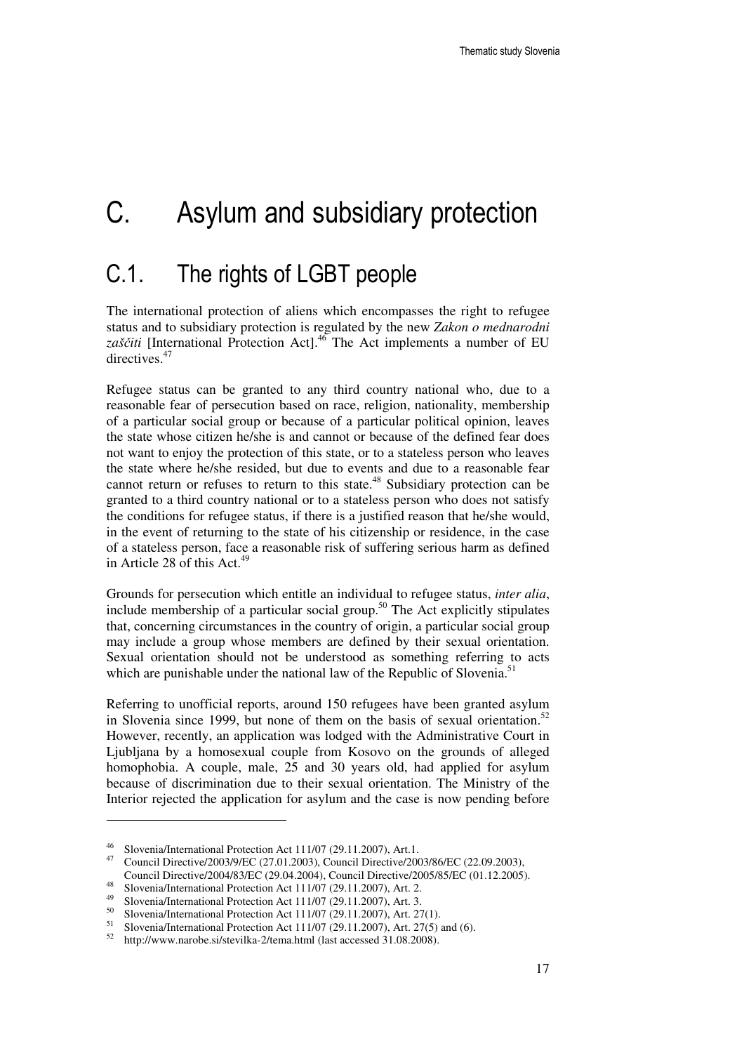# C. Asylum and subsidiary protection

## C.1. The rights of LGBT people

The international protection of aliens which encompasses the right to refugee status and to subsidiary protection is regulated by the new *Zakon o mednarodni zaščiti* [International Protection Act].[46] The Act implements a number of EU directives.[47]

Refugee status can be granted to any third country national who, due to a reasonable fear of persecution based on race, religion, nationality, membership of a particular social group or because of a particular political opinion, leaves the state whose citizen he/she is and cannot or because of the defined fear does not want to enjoy the protection of this state, or to a stateless person who leaves the state where he/she resided, but due to events and due to a reasonable fear cannot return or refuses to return to this state.[48] Subsidiary protection can be granted to a third country national or to a stateless person who does not satisfy the conditions for refugee status, if there is a justified reason that he/she would, in the event of returning to the state of his citizenship or residence, in the case of a stateless person, face a reasonable risk of suffering serious harm as defined in Article 28 of this Act.[49]

Grounds for persecution which entitle an individual to refugee status, *inter alia*, include membership of a particular social group.[50] The Act explicitly stipulates that, concerning circumstances in the country of origin, a particular social group may include a group whose members are defined by their sexual orientation. Sexual orientation should not be understood as something referring to acts which are punishable under the national law of the Republic of Slovenia.[51]

Referring to unofficial reports, around 150 refugees have been granted asylum in Slovenia since 1999, but none of them on the basis of sexual orientation.[52] However, recently, an application was lodged with the Administrative Court in Ljubljana by a homosexual couple from Kosovo on the grounds of alleged homophobia. A couple, male, 25 and 30 years old, had applied for asylum because of discrimination due to their sexual orientation. The Ministry of the Interior rejected the application for asylum and the case is now pending before

---

[46] Slovenia/International Protection Act 111/07 (29.11.2007), Art.1.

[47] Council Directive/2003/9/EC (27.01.2003), Council Directive/2003/86/EC (22.09.2003), Council Directive/2004/83/EC (29.04.2004), Council Directive/2005/85/EC (01.12.2005).

[48] Slovenia/International Protection Act 111/07 (29.11.2007), Art. 2.

[49] Slovenia/International Protection Act 111/07 (29.11.2007), Art. 3.

[50] Slovenia/International Protection Act 111/07 (29.11.2007), Art. 27(1).

[51] Slovenia/International Protection Act 111/07 (29.11.2007), Art. 27(5) and (6).

[52] http://www.narobe.si/stevilka-2/tema.html (last accessed 31.08.2008).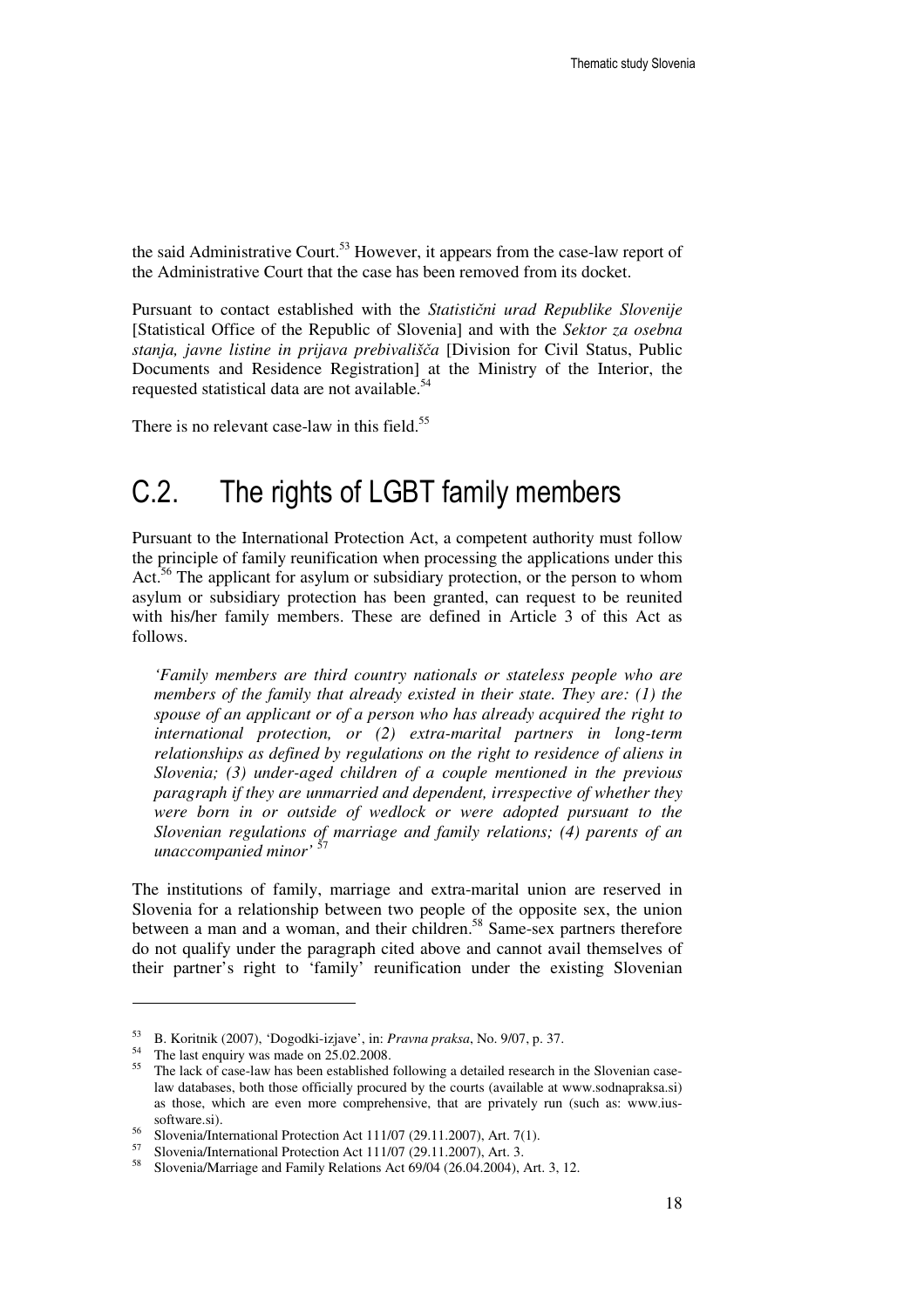the said Administrative Court.[53] However, it appears from the case-law report of the Administrative Court that the case has been removed from its docket.

Pursuant to contact established with the *Statistični urad Republike Slovenije* [Statistical Office of the Republic of Slovenia] and with the *Sektor za osebna stanja, javne listine in prijava prebivališča* [Division for Civil Status, Public Documents and Residence Registration] at the Ministry of the Interior, the requested statistical data are not available.[54]

There is no relevant case-law in this field.[55]

## C.2. The rights of LGBT family members

Pursuant to the International Protection Act, a competent authority must follow the principle of family reunification when processing the applications under this Act.[56] The applicant for asylum or subsidiary protection, or the person to whom asylum or subsidiary protection has been granted, can request to be reunited with his/her family members. These are defined in Article 3 of this Act as follows.

> *'Family members are third country nationals or stateless people who are members of the family that already existed in their state. They are: (1) the spouse of an applicant or of a person who has already acquired the right to international protection, or (2) extra-marital partners in long-term relationships as defined by regulations on the right to residence of aliens in Slovenia; (3) under-aged children of a couple mentioned in the previous paragraph if they are unmarried and dependent, irrespective of whether they were born in or outside of wedlock or were adopted pursuant to the Slovenian regulations of marriage and family relations; (4) parents of an unaccompanied minor'* [57]

The institutions of family, marriage and extra-marital union are reserved in Slovenia for a relationship between two people of the opposite sex, the union between a man and a woman, and their children.[58] Same-sex partners therefore do not qualify under the paragraph cited above and cannot avail themselves of their partner's right to 'family' reunification under the existing Slovenian

---

[53] B. Koritnik (2007), 'Dogodki-izjave', in: *Pravna praksa*, No. 9/07, p. 37.

[54] The last enquiry was made on 25.02.2008.

[55] The lack of case-law has been established following a detailed research in the Slovenian case-law databases, both those officially procured by the courts (available at www.sodnapraksa.si) as those, which are even more comprehensive, that are privately run (such as: www.ius-software.si).

[56] Slovenia/International Protection Act 111/07 (29.11.2007), Art. 7(1).

[57] Slovenia/International Protection Act 111/07 (29.11.2007), Art. 3.

[58] Slovenia/Marriage and Family Relations Act 69/04 (26.04.2004), Art. 3, 12.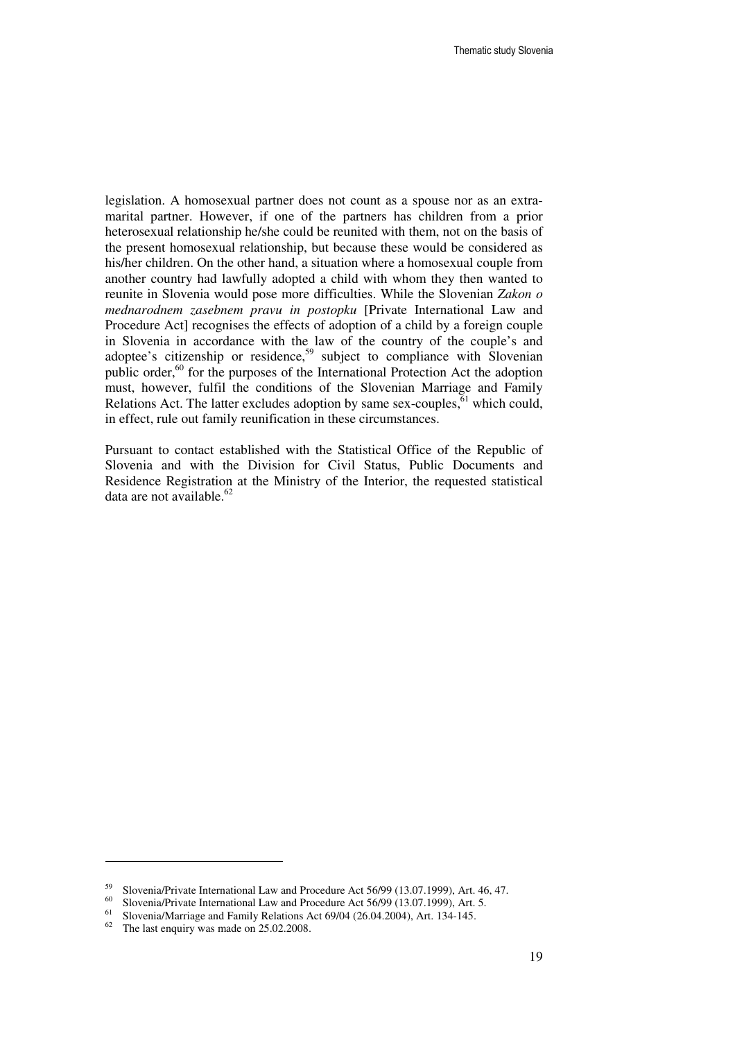legislation. A homosexual partner does not count as a spouse nor as an extra-marital partner. However, if one of the partners has children from a prior heterosexual relationship he/she could be reunited with them, not on the basis of the present homosexual relationship, but because these would be considered as his/her children. On the other hand, a situation where a homosexual couple from another country had lawfully adopted a child with whom they then wanted to reunite in Slovenia would pose more difficulties. While the Slovenian *Zakon o mednarodnem zasebnem pravu in postopku* [Private International Law and Procedure Act] recognises the effects of adoption of a child by a foreign couple in Slovenia in accordance with the law of the country of the couple's and adoptee's citizenship or residence,[59] subject to compliance with Slovenian public order,[60] for the purposes of the International Protection Act the adoption must, however, fulfil the conditions of the Slovenian Marriage and Family Relations Act. The latter excludes adoption by same sex-couples,[61] which could, in effect, rule out family reunification in these circumstances.

Pursuant to contact established with the Statistical Office of the Republic of Slovenia and with the Division for Civil Status, Public Documents and Residence Registration at the Ministry of the Interior, the requested statistical data are not available.[62]

---

[59] Slovenia/Private International Law and Procedure Act 56/99 (13.07.1999), Art. 46, 47.

[60] Slovenia/Private International Law and Procedure Act 56/99 (13.07.1999), Art. 5.

[61] Slovenia/Marriage and Family Relations Act 69/04 (26.04.2004), Art. 134-145.

[62] The last enquiry was made on 25.02.2008.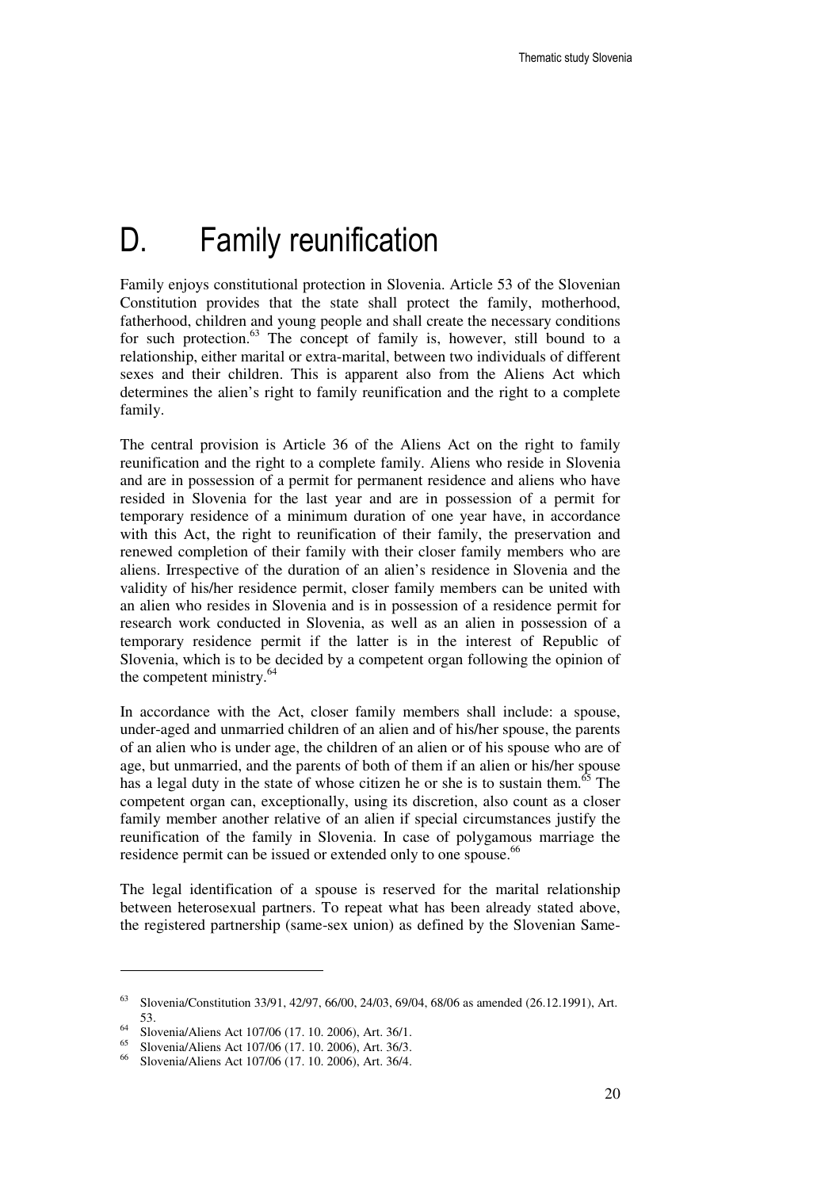# D. Family reunification

Family enjoys constitutional protection in Slovenia. Article 53 of the Slovenian Constitution provides that the state shall protect the family, motherhood, fatherhood, children and young people and shall create the necessary conditions for such protection.[63] The concept of family is, however, still bound to a relationship, either marital or extra-marital, between two individuals of different sexes and their children. This is apparent also from the Aliens Act which determines the alien's right to family reunification and the right to a complete family.

The central provision is Article 36 of the Aliens Act on the right to family reunification and the right to a complete family. Aliens who reside in Slovenia and are in possession of a permit for permanent residence and aliens who have resided in Slovenia for the last year and are in possession of a permit for temporary residence of a minimum duration of one year have, in accordance with this Act, the right to reunification of their family, the preservation and renewed completion of their family with their closer family members who are aliens. Irrespective of the duration of an alien's residence in Slovenia and the validity of his/her residence permit, closer family members can be united with an alien who resides in Slovenia and is in possession of a residence permit for research work conducted in Slovenia, as well as an alien in possession of a temporary residence permit if the latter is in the interest of Republic of Slovenia, which is to be decided by a competent organ following the opinion of the competent ministry.[64]

In accordance with the Act, closer family members shall include: a spouse, under-aged and unmarried children of an alien and of his/her spouse, the parents of an alien who is under age, the children of an alien or of his spouse who are of age, but unmarried, and the parents of both of them if an alien or his/her spouse has a legal duty in the state of whose citizen he or she is to sustain them.[65] The competent organ can, exceptionally, using its discretion, also count as a closer family member another relative of an alien if special circumstances justify the reunification of the family in Slovenia. In case of polygamous marriage the residence permit can be issued or extended only to one spouse.[66]

The legal identification of a spouse is reserved for the marital relationship between heterosexual partners. To repeat what has been already stated above, the registered partnership (same-sex union) as defined by the Slovenian Same-

---

[63] Slovenia/Constitution 33/91, 42/97, 66/00, 24/03, 69/04, 68/06 as amended (26.12.1991), Art. 53.

[64] Slovenia/Aliens Act 107/06 (17. 10. 2006), Art. 36/1.

[65] Slovenia/Aliens Act 107/06 (17. 10. 2006), Art. 36/3.

[66] Slovenia/Aliens Act 107/06 (17. 10. 2006), Art. 36/4.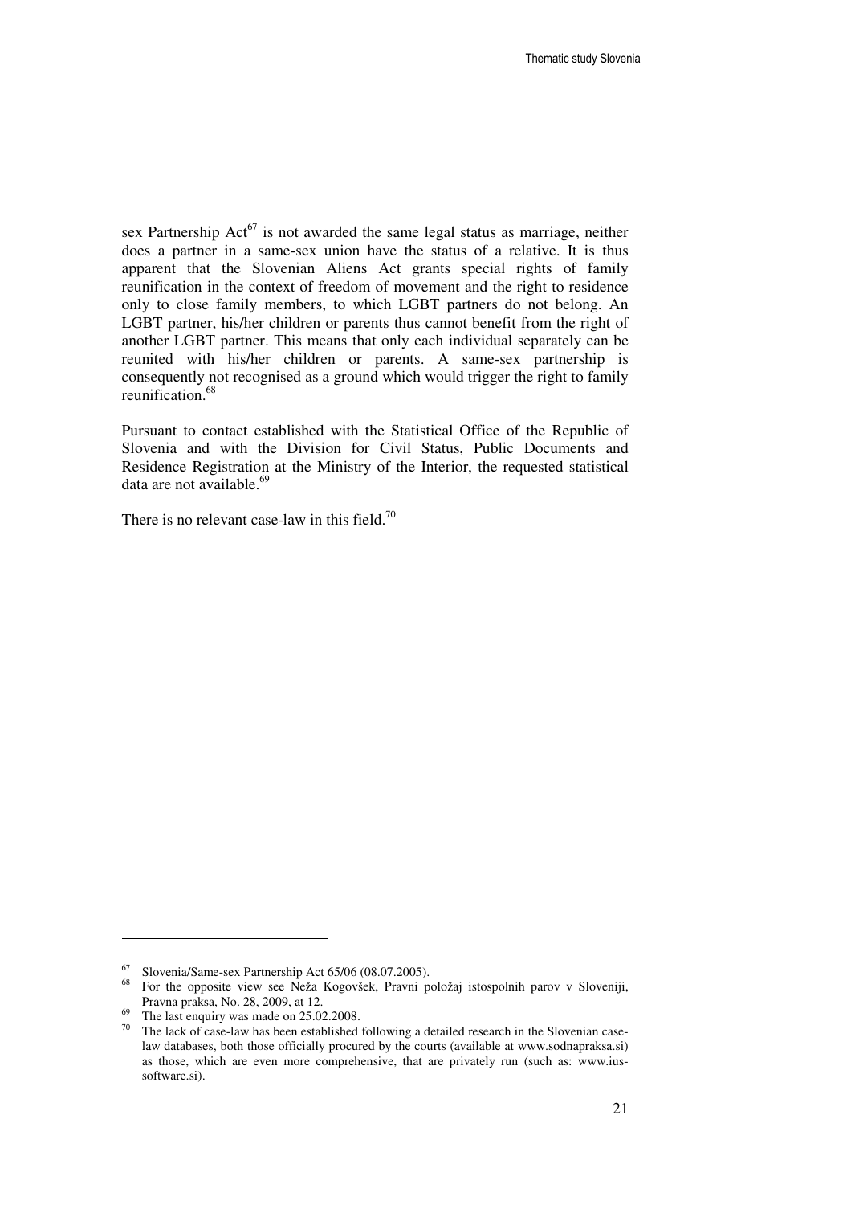sex Partnership Act[67] is not awarded the same legal status as marriage, neither does a partner in a same-sex union have the status of a relative. It is thus apparent that the Slovenian Aliens Act grants special rights of family reunification in the context of freedom of movement and the right to residence only to close family members, to which LGBT partners do not belong. An LGBT partner, his/her children or parents thus cannot benefit from the right of another LGBT partner. This means that only each individual separately can be reunited with his/her children or parents. A same-sex partnership is consequently not recognised as a ground which would trigger the right to family reunification.[68]

Pursuant to contact established with the Statistical Office of the Republic of Slovenia and with the Division for Civil Status, Public Documents and Residence Registration at the Ministry of the Interior, the requested statistical data are not available.[69]

There is no relevant case-law in this field.[70]

---

[67] Slovenia/Same-sex Partnership Act 65/06 (08.07.2005).

[68] For the opposite view see Neža Kogovšek, Pravni položaj istospolnih parov v Sloveniji, Pravna praksa, No. 28, 2009, at 12.

[69] The last enquiry was made on 25.02.2008.

[70] The lack of case-law has been established following a detailed research in the Slovenian case-law databases, both those officially procured by the courts (available at www.sodnapraksa.si) as those, which are even more comprehensive, that are privately run (such as: www.ius-software.si).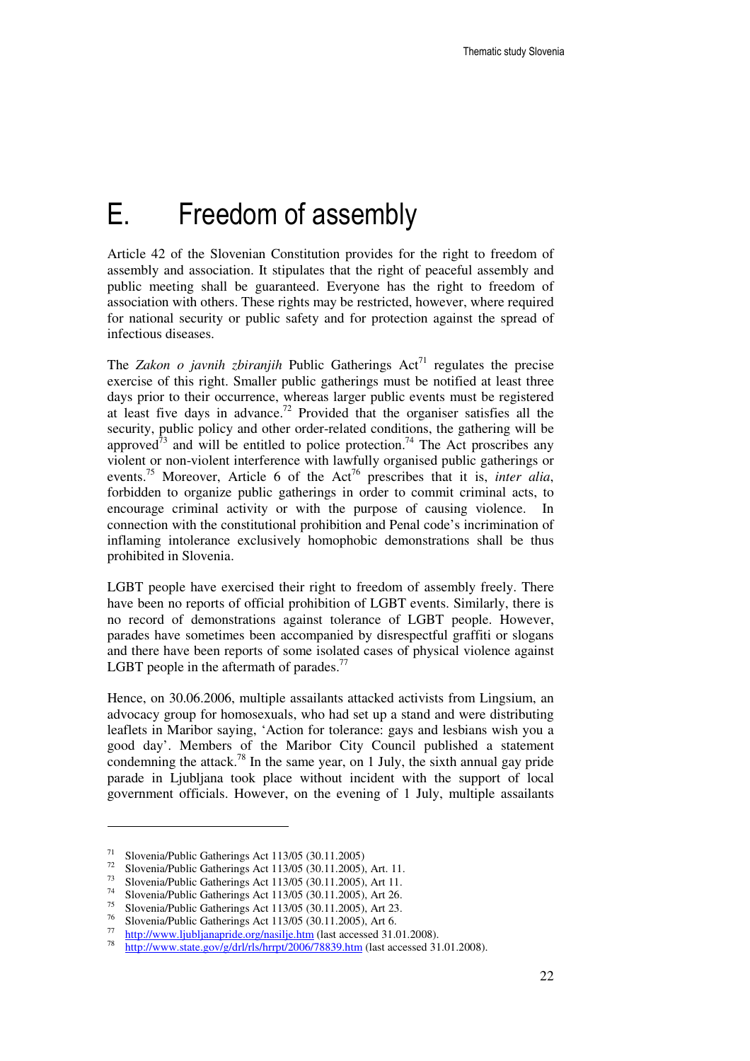# E. Freedom of assembly

Article 42 of the Slovenian Constitution provides for the right to freedom of assembly and association. It stipulates that the right of peaceful assembly and public meeting shall be guaranteed. Everyone has the right to freedom of association with others. These rights may be restricted, however, where required for national security or public safety and for protection against the spread of infectious diseases.

The *Zakon o javnih zbiranjih* Public Gatherings Act[71] regulates the precise exercise of this right. Smaller public gatherings must be notified at least three days prior to their occurrence, whereas larger public events must be registered at least five days in advance.[72] Provided that the organiser satisfies all the security, public policy and other order-related conditions, the gathering will be approved[73] and will be entitled to police protection.[74] The Act proscribes any violent or non-violent interference with lawfully organised public gatherings or events.[75] Moreover, Article 6 of the Act[76] prescribes that it is, *inter alia*, forbidden to organize public gatherings in order to commit criminal acts, to encourage criminal activity or with the purpose of causing violence. In connection with the constitutional prohibition and Penal code's incrimination of inflaming intolerance exclusively homophobic demonstrations shall be thus prohibited in Slovenia.

LGBT people have exercised their right to freedom of assembly freely. There have been no reports of official prohibition of LGBT events. Similarly, there is no record of demonstrations against tolerance of LGBT people. However, parades have sometimes been accompanied by disrespectful graffiti or slogans and there have been reports of some isolated cases of physical violence against LGBT people in the aftermath of parades.[77]

Hence, on 30.06.2006, multiple assailants attacked activists from Lingsium, an advocacy group for homosexuals, who had set up a stand and were distributing leaflets in Maribor saying, 'Action for tolerance: gays and lesbians wish you a good day'. Members of the Maribor City Council published a statement condemning the attack.[78] In the same year, on 1 July, the sixth annual gay pride parade in Ljubljana took place without incident with the support of local government officials. However, on the evening of 1 July, multiple assailants

---

[71] Slovenia/Public Gatherings Act 113/05 (30.11.2005)

[72] Slovenia/Public Gatherings Act 113/05 (30.11.2005), Art. 11.

[73] Slovenia/Public Gatherings Act 113/05 (30.11.2005), Art 11.

[74] Slovenia/Public Gatherings Act 113/05 (30.11.2005), Art 26.

[75] Slovenia/Public Gatherings Act 113/05 (30.11.2005), Art 23.

[76] Slovenia/Public Gatherings Act 113/05 (30.11.2005), Art 6.

[77] http://www.ljubljanapride.org/nasilje.htm (last accessed 31.01.2008).

[78] http://www.state.gov/g/drl/rls/hrrpt/2006/78839.htm (last accessed 31.01.2008).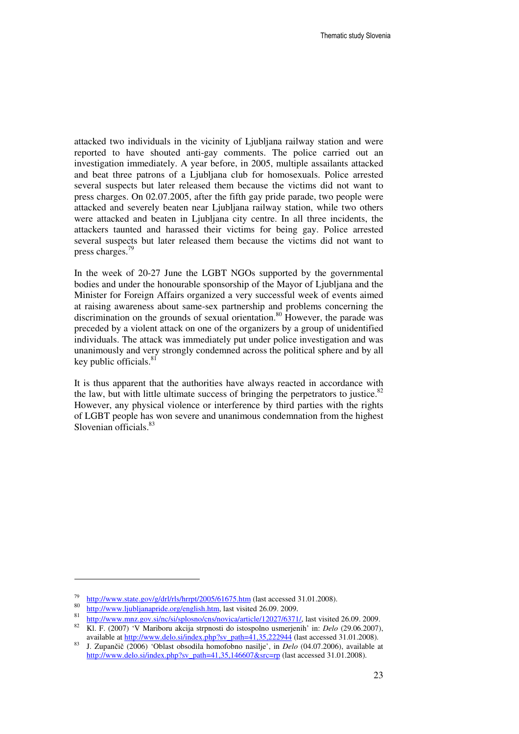attacked two individuals in the vicinity of Ljubljana railway station and were reported to have shouted anti-gay comments. The police carried out an investigation immediately. A year before, in 2005, multiple assailants attacked and beat three patrons of a Ljubljana club for homosexuals. Police arrested several suspects but later released them because the victims did not want to press charges. On 02.07.2005, after the fifth gay pride parade, two people were attacked and severely beaten near Ljubljana railway station, while two others were attacked and beaten in Ljubljana city centre. In all three incidents, the attackers taunted and harassed their victims for being gay. Police arrested several suspects but later released them because the victims did not want to press charges.[79]

In the week of 20-27 June the LGBT NGOs supported by the governmental bodies and under the honourable sponsorship of the Mayor of Ljubljana and the Minister for Foreign Affairs organized a very successful week of events aimed at raising awareness about same-sex partnership and problems concerning the discrimination on the grounds of sexual orientation.[80] However, the parade was preceded by a violent attack on one of the organizers by a group of unidentified individuals. The attack was immediately put under police investigation and was unanimously and very strongly condemned across the political sphere and by all key public officials.[81]

It is thus apparent that the authorities have always reacted in accordance with the law, but with little ultimate success of bringing the perpetrators to justice.[82] However, any physical violence or interference by third parties with the rights of LGBT people has won severe and unanimous condemnation from the highest Slovenian officials.[83]

---

[79] http://www.state.gov/g/drl/rls/hrrpt/2005/61675.htm (last accessed 31.01.2008).

[80] http://www.ljubljanapride.org/english.htm, last visited 26.09. 2009.

[81] http://www.mnz.gov.si/nc/si/splosno/cns/novica/article/12027/6371/, last visited 26.09. 2009.

[82] Kl. F. (2007) 'V Mariboru akcija strpnosti do istospolno usmerjenih' in: *Delo* (29.06.2007), available at http://www.delo.si/index.php?sv_path=41,35,222944 (last accessed 31.01.2008).

[83] J. Zupančič (2006) 'Oblast obsodila homofobno nasilje', in *Delo* (04.07.2006), available at http://www.delo.si/index.php?sv_path=41,35,146607&src=rp (last accessed 31.01.2008).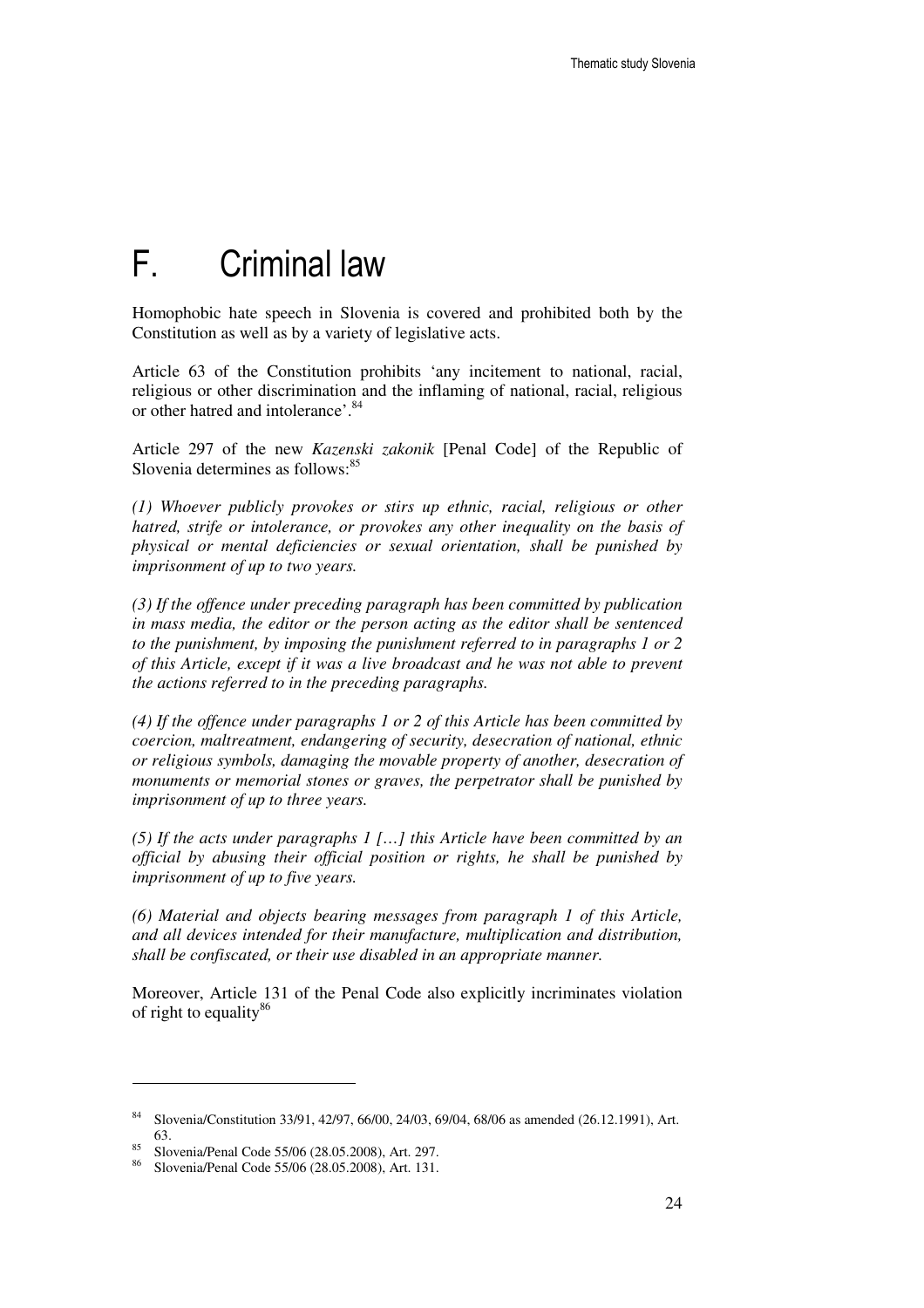# F. Criminal law

Homophobic hate speech in Slovenia is covered and prohibited both by the Constitution as well as by a variety of legislative acts.

Article 63 of the Constitution prohibits 'any incitement to national, racial, religious or other discrimination and the inflaming of national, racial, religious or other hatred and intolerance'.[84]

Article 297 of the new *Kazenski zakonik* [Penal Code] of the Republic of Slovenia determines as follows:[85]

*(1) Whoever publicly provokes or stirs up ethnic, racial, religious or other hatred, strife or intolerance, or provokes any other inequality on the basis of physical or mental deficiencies or sexual orientation, shall be punished by imprisonment of up to two years.*

*(3) If the offence under preceding paragraph has been committed by publication in mass media, the editor or the person acting as the editor shall be sentenced to the punishment, by imposing the punishment referred to in paragraphs 1 or 2 of this Article, except if it was a live broadcast and he was not able to prevent the actions referred to in the preceding paragraphs.*

*(4) If the offence under paragraphs 1 or 2 of this Article has been committed by coercion, maltreatment, endangering of security, desecration of national, ethnic or religious symbols, damaging the movable property of another, desecration of monuments or memorial stones or graves, the perpetrator shall be punished by imprisonment of up to three years.*

*(5) If the acts under paragraphs 1 […] this Article have been committed by an official by abusing their official position or rights, he shall be punished by imprisonment of up to five years.*

*(6) Material and objects bearing messages from paragraph 1 of this Article, and all devices intended for their manufacture, multiplication and distribution, shall be confiscated, or their use disabled in an appropriate manner.*

Moreover, Article 131 of the Penal Code also explicitly incriminates violation of right to equality[86]

---

[84] Slovenia/Constitution 33/91, 42/97, 66/00, 24/03, 69/04, 68/06 as amended (26.12.1991), Art. 63.

[85] Slovenia/Penal Code 55/06 (28.05.2008), Art. 297.

[86] Slovenia/Penal Code 55/06 (28.05.2008), Art. 131.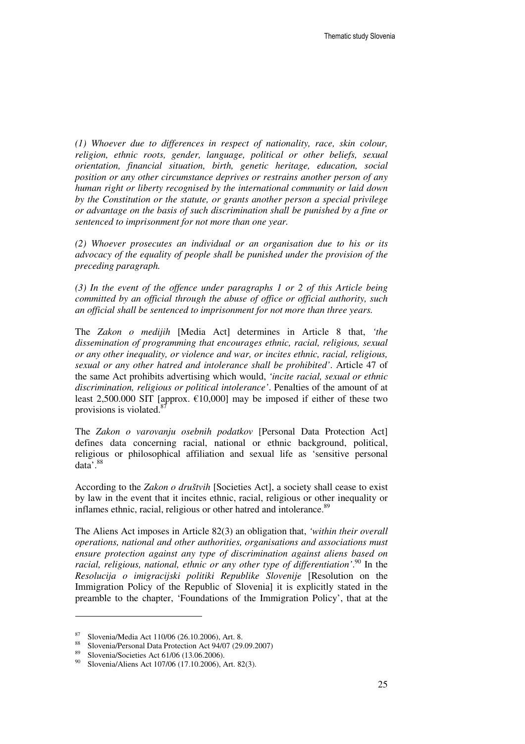*(1) Whoever due to differences in respect of nationality, race, skin colour, religion, ethnic roots, gender, language, political or other beliefs, sexual orientation, financial situation, birth, genetic heritage, education, social position or any other circumstance deprives or restrains another person of any human right or liberty recognised by the international community or laid down by the Constitution or the statute, or grants another person a special privilege or advantage on the basis of such discrimination shall be punished by a fine or sentenced to imprisonment for not more than one year.*

*(2) Whoever prosecutes an individual or an organisation due to his or its advocacy of the equality of people shall be punished under the provision of the preceding paragraph.*

*(3) In the event of the offence under paragraphs 1 or 2 of this Article being committed by an official through the abuse of office or official authority, such an official shall be sentenced to imprisonment for not more than three years.*

The *Zakon o medijih* [Media Act] determines in Article 8 that, *'the dissemination of programming that encourages ethnic, racial, religious, sexual or any other inequality, or violence and war, or incites ethnic, racial, religious, sexual or any other hatred and intolerance shall be prohibited'*. Article 47 of the same Act prohibits advertising which would, *'incite racial, sexual or ethnic discrimination, religious or political intolerance'*. Penalties of the amount of at least 2,500.000 SIT [approx. €10,000] may be imposed if either of these two provisions is violated.[87]

The *Zakon o varovanju osebnih podatkov* [Personal Data Protection Act] defines data concerning racial, national or ethnic background, political, religious or philosophical affiliation and sexual life as 'sensitive personal data'.[88]

According to the *Zakon o društvih* [Societies Act], a society shall cease to exist by law in the event that it incites ethnic, racial, religious or other inequality or inflames ethnic, racial, religious or other hatred and intolerance.[89]

The Aliens Act imposes in Article 82(3) an obligation that, *'within their overall operations, national and other authorities, organisations and associations must ensure protection against any type of discrimination against aliens based on racial, religious, national, ethnic or any other type of differentiation'*.[90] In the *Resolucija o imigracijski politiki Republike Slovenije* [Resolution on the Immigration Policy of the Republic of Slovenia] it is explicitly stated in the preamble to the chapter, 'Foundations of the Immigration Policy', that at the

---

[87] Slovenia/Media Act 110/06 (26.10.2006), Art. 8.

[88] Slovenia/Personal Data Protection Act 94/07 (29.09.2007)

[89] Slovenia/Societies Act 61/06 (13.06.2006).

[90] Slovenia/Aliens Act 107/06 (17.10.2006), Art. 82(3).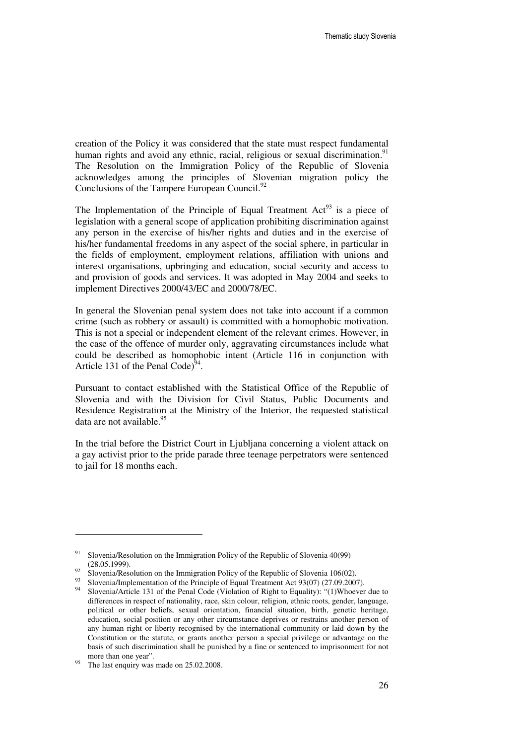creation of the Policy it was considered that the state must respect fundamental human rights and avoid any ethnic, racial, religious or sexual discrimination.[91] The Resolution on the Immigration Policy of the Republic of Slovenia acknowledges among the principles of Slovenian migration policy the Conclusions of the Tampere European Council.[92]

The Implementation of the Principle of Equal Treatment Act[93] is a piece of legislation with a general scope of application prohibiting discrimination against any person in the exercise of his/her rights and duties and in the exercise of his/her fundamental freedoms in any aspect of the social sphere, in particular in the fields of employment, employment relations, affiliation with unions and interest organisations, upbringing and education, social security and access to and provision of goods and services. It was adopted in May 2004 and seeks to implement Directives 2000/43/EC and 2000/78/EC.

In general the Slovenian penal system does not take into account if a common crime (such as robbery or assault) is committed with a homophobic motivation. This is not a special or independent element of the relevant crimes. However, in the case of the offence of murder only, aggravating circumstances include what could be described as homophobic intent (Article 116 in conjunction with Article 131 of the Penal Code)[94].

Pursuant to contact established with the Statistical Office of the Republic of Slovenia and with the Division for Civil Status, Public Documents and Residence Registration at the Ministry of the Interior, the requested statistical data are not available.[95]

In the trial before the District Court in Ljubljana concerning a violent attack on a gay activist prior to the pride parade three teenage perpetrators were sentenced to jail for 18 months each.

---

[91] Slovenia/Resolution on the Immigration Policy of the Republic of Slovenia 40(99) (28.05.1999).

[92] Slovenia/Resolution on the Immigration Policy of the Republic of Slovenia 106(02).

[93] Slovenia/Implementation of the Principle of Equal Treatment Act 93(07) (27.09.2007).

[94] Slovenia/Article 131 of the Penal Code (Violation of Right to Equality): "(1)Whoever due to differences in respect of nationality, race, skin colour, religion, ethnic roots, gender, language, political or other beliefs, sexual orientation, financial situation, birth, genetic heritage, education, social position or any other circumstance deprives or restrains another person of any human right or liberty recognised by the international community or laid down by the Constitution or the statute, or grants another person a special privilege or advantage on the basis of such discrimination shall be punished by a fine or sentenced to imprisonment for not more than one year".

[95] The last enquiry was made on 25.02.2008.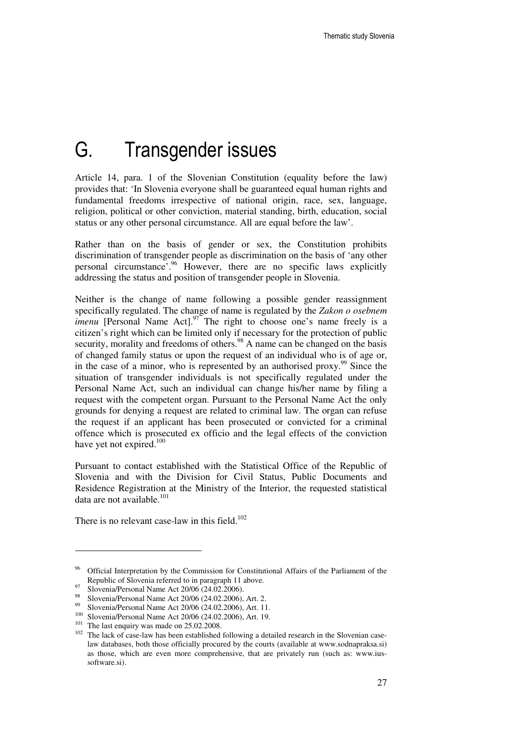# G. Transgender issues

Article 14, para. 1 of the Slovenian Constitution (equality before the law) provides that: 'In Slovenia everyone shall be guaranteed equal human rights and fundamental freedoms irrespective of national origin, race, sex, language, religion, political or other conviction, material standing, birth, education, social status or any other personal circumstance. All are equal before the law'.

Rather than on the basis of gender or sex, the Constitution prohibits discrimination of transgender people as discrimination on the basis of 'any other personal circumstance'.[96] However, there are no specific laws explicitly addressing the status and position of transgender people in Slovenia.

Neither is the change of name following a possible gender reassignment specifically regulated. The change of name is regulated by the *Zakon o osebnem imenu* [Personal Name Act].[97] The right to choose one's name freely is a citizen's right which can be limited only if necessary for the protection of public security, morality and freedoms of others.[98] A name can be changed on the basis of changed family status or upon the request of an individual who is of age or, in the case of a minor, who is represented by an authorised proxy.[99] Since the situation of transgender individuals is not specifically regulated under the Personal Name Act, such an individual can change his/her name by filing a request with the competent organ. Pursuant to the Personal Name Act the only grounds for denying a request are related to criminal law. The organ can refuse the request if an applicant has been prosecuted or convicted for a criminal offence which is prosecuted ex officio and the legal effects of the conviction have yet not expired.[100]

Pursuant to contact established with the Statistical Office of the Republic of Slovenia and with the Division for Civil Status, Public Documents and Residence Registration at the Ministry of the Interior, the requested statistical data are not available.[101]

There is no relevant case-law in this field.[102]

---

[96] Official Interpretation by the Commission for Constitutional Affairs of the Parliament of the Republic of Slovenia referred to in paragraph 11 above.

[97] Slovenia/Personal Name Act 20/06 (24.02.2006).

[98] Slovenia/Personal Name Act 20/06 (24.02.2006), Art. 2.

[99] Slovenia/Personal Name Act 20/06 (24.02.2006), Art. 11.

[100] Slovenia/Personal Name Act 20/06 (24.02.2006), Art. 19.

[101] The last enquiry was made on 25.02.2008.

[102] The lack of case-law has been established following a detailed research in the Slovenian case-law databases, both those officially procured by the courts (available at www.sodnapraksa.si) as those, which are even more comprehensive, that are privately run (such as: www.ius-software.si).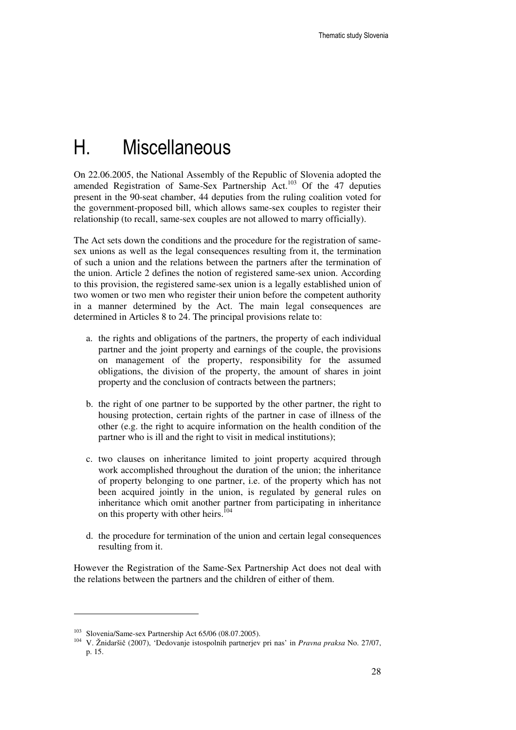# H. Miscellaneous

On 22.06.2005, the National Assembly of the Republic of Slovenia adopted the amended Registration of Same-Sex Partnership Act.[103] Of the 47 deputies present in the 90-seat chamber, 44 deputies from the ruling coalition voted for the government-proposed bill, which allows same-sex couples to register their relationship (to recall, same-sex couples are not allowed to marry officially).

The Act sets down the conditions and the procedure for the registration of same-sex unions as well as the legal consequences resulting from it, the termination of such a union and the relations between the partners after the termination of the union. Article 2 defines the notion of registered same-sex union. According to this provision, the registered same-sex union is a legally established union of two women or two men who register their union before the competent authority in a manner determined by the Act. The main legal consequences are determined in Articles 8 to 24. The principal provisions relate to:

a. the rights and obligations of the partners, the property of each individual partner and the joint property and earnings of the couple, the provisions on management of the property, responsibility for the assumed obligations, the division of the property, the amount of shares in joint property and the conclusion of contracts between the partners;

b. the right of one partner to be supported by the other partner, the right to housing protection, certain rights of the partner in case of illness of the other (e.g. the right to acquire information on the health condition of the partner who is ill and the right to visit in medical institutions);

c. two clauses on inheritance limited to joint property acquired through work accomplished throughout the duration of the union; the inheritance of property belonging to one partner, i.e. of the property which has not been acquired jointly in the union, is regulated by general rules on inheritance which omit another partner from participating in inheritance on this property with other heirs.[104]

d. the procedure for termination of the union and certain legal consequences resulting from it.

However the Registration of the Same-Sex Partnership Act does not deal with the relations between the partners and the children of either of them.

---

[103] Slovenia/Same-sex Partnership Act 65/06 (08.07.2005).

[104] V. Žnidaršič (2007), 'Dedovanje istospolnih partnerjev pri nas' in *Pravna praksa* No. 27/07, p. 15.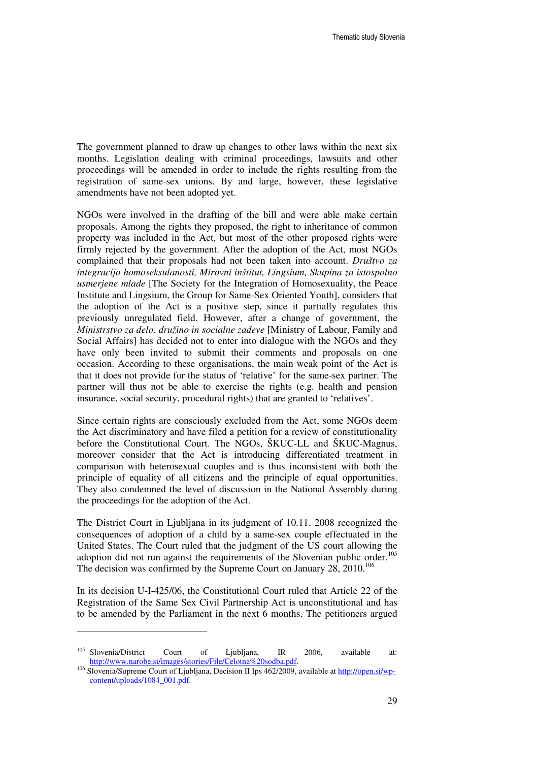The government planned to draw up changes to other laws within the next six months. Legislation dealing with criminal proceedings, lawsuits and other proceedings will be amended in order to include the rights resulting from the registration of same-sex unions. By and large, however, these legislative amendments have not been adopted yet.

NGOs were involved in the drafting of the bill and were able make certain proposals. Among the rights they proposed, the right to inheritance of common property was included in the Act, but most of the other proposed rights were firmly rejected by the government. After the adoption of the Act, most NGOs complained that their proposals had not been taken into account. *Društvo za integracijo homoseksulanosti, Mirovni inštitut, Lingsium, Skupina za istospolno usmerjene mlade* [The Society for the Integration of Homosexuality, the Peace Institute and Lingsium, the Group for Same-Sex Oriented Youth], considers that the adoption of the Act is a positive step, since it partially regulates this previously unregulated field. However, after a change of government, the *Ministrstvo za delo, družino in socialne zadeve* [Ministry of Labour, Family and Social Affairs] has decided not to enter into dialogue with the NGOs and they have only been invited to submit their comments and proposals on one occasion. According to these organisations, the main weak point of the Act is that it does not provide for the status of 'relative' for the same-sex partner. The partner will thus not be able to exercise the rights (e.g. health and pension insurance, social security, procedural rights) that are granted to 'relatives'.

Since certain rights are consciously excluded from the Act, some NGOs deem the Act discriminatory and have filed a petition for a review of constitutionality before the Constitutional Court. The NGOs, ŠKUC-LL and ŠKUC-Magnus, moreover consider that the Act is introducing differentiated treatment in comparison with heterosexual couples and is thus inconsistent with both the principle of equality of all citizens and the principle of equal opportunities. They also condemned the level of discussion in the National Assembly during the proceedings for the adoption of the Act.

The District Court in Ljubljana in its judgment of 10.11. 2008 recognized the consequences of adoption of a child by a same-sex couple effectuated in the United States. The Court ruled that the judgment of the US court allowing the adoption did not run against the requirements of the Slovenian public order.[105] The decision was confirmed by the Supreme Court on January 28, 2010.[106]

In its decision U-I-425/06, the Constitutional Court ruled that Article 22 of the Registration of the Same Sex Civil Partnership Act is unconstitutional and has to be amended by the Parliament in the next 6 months. The petitioners argued

---

[105] Slovenia/District Court of Ljubljana, IR 2006, available at: http://www.narobe.si/images/stories/File/Celotna%20sodba.pdf.

[106] Slovenia/Supreme Court of Ljubljana, Decision II Ips 462/2009, available at http://open.si/wp-content/uploads/1084_001.pdf.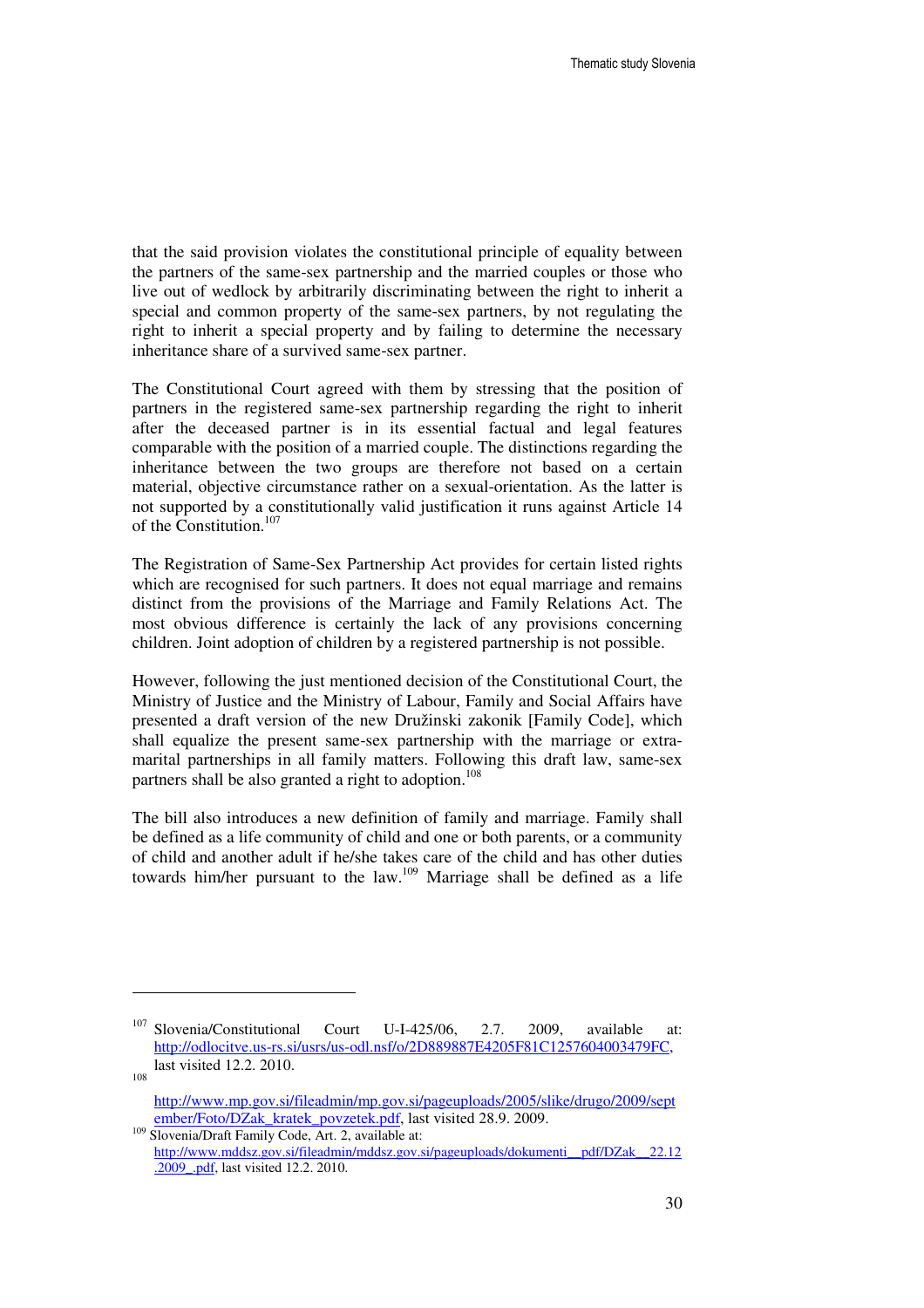that the said provision violates the constitutional principle of equality between the partners of the same-sex partnership and the married couples or those who live out of wedlock by arbitrarily discriminating between the right to inherit a special and common property of the same-sex partners, by not regulating the right to inherit a special property and by failing to determine the necessary inheritance share of a survived same-sex partner.

The Constitutional Court agreed with them by stressing that the position of partners in the registered same-sex partnership regarding the right to inherit after the deceased partner is in its essential factual and legal features comparable with the position of a married couple. The distinctions regarding the inheritance between the two groups are therefore not based on a certain material, objective circumstance rather on a sexual-orientation. As the latter is not supported by a constitutionally valid justification it runs against Article 14 of the Constitution.[107]

The Registration of Same-Sex Partnership Act provides for certain listed rights which are recognised for such partners. It does not equal marriage and remains distinct from the provisions of the Marriage and Family Relations Act. The most obvious difference is certainly the lack of any provisions concerning children. Joint adoption of children by a registered partnership is not possible.

However, following the just mentioned decision of the Constitutional Court, the Ministry of Justice and the Ministry of Labour, Family and Social Affairs have presented a draft version of the new Družinski zakonik [Family Code], which shall equalize the present same-sex partnership with the marriage or extra-marital partnerships in all family matters. Following this draft law, same-sex partners shall be also granted a right to adoption.[108]

The bill also introduces a new definition of family and marriage. Family shall be defined as a life community of child and one or both parents, or a community of child and another adult if he/she takes care of the child and has other duties towards him/her pursuant to the law.[109] Marriage shall be defined as a life

---

[107] Slovenia/Constitutional Court U-I-425/06, 2.7. 2009, available at: http://odlocitve.us-rs.si/usrs/us-odl.nsf/o/2D889887E4205F81C1257604003479FC, last visited 12.2. 2010.

[108] http://www.mp.gov.si/fileadmin/mp.gov.si/pageuploads/2005/slike/drugo/2009/september/Foto/DZak_kratek_povzetek.pdf, last visited 28.9. 2009.

[109] Slovenia/Draft Family Code, Art. 2, available at: http://www.mddsz.gov.si/fileadmin/mddsz.gov.si/pageuploads/dokumenti__pdf/DZak__22.12.2009_.pdf, last visited 12.2. 2010.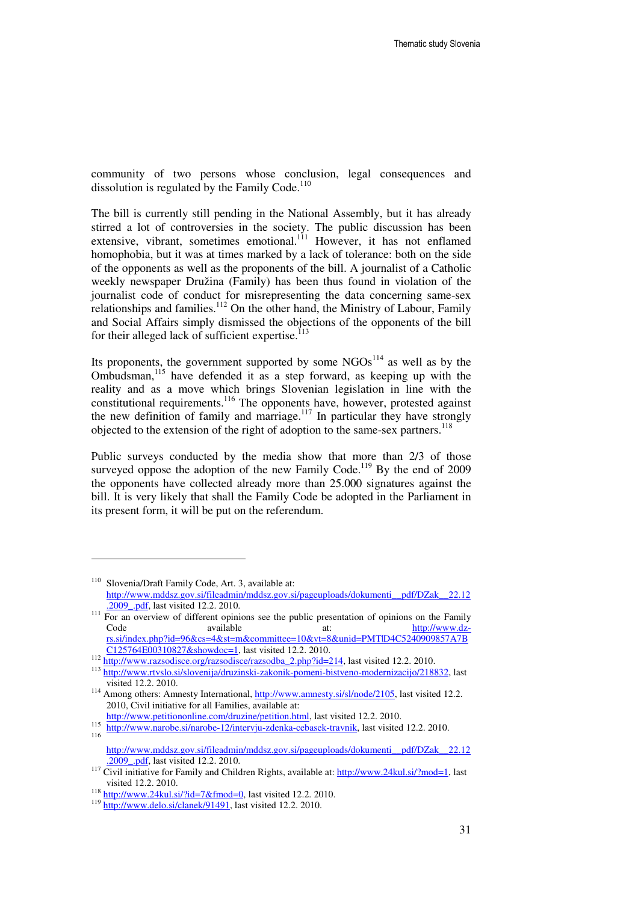community of two persons whose conclusion, legal consequences and dissolution is regulated by the Family Code.[110]

The bill is currently still pending in the National Assembly, but it has already stirred a lot of controversies in the society. The public discussion has been extensive, vibrant, sometimes emotional.[111] However, it has not enflamed homophobia, but it was at times marked by a lack of tolerance: both on the side of the opponents as well as the proponents of the bill. A journalist of a Catholic weekly newspaper Družina (Family) has been thus found in violation of the journalist code of conduct for misrepresenting the data concerning same-sex relationships and families.[112] On the other hand, the Ministry of Labour, Family and Social Affairs simply dismissed the objections of the opponents of the bill for their alleged lack of sufficient expertise.[113]

Its proponents, the government supported by some NGOs[114] as well as by the Ombudsman,[115] have defended it as a step forward, as keeping up with the reality and as a move which brings Slovenian legislation in line with the constitutional requirements.[116] The opponents have, however, protested against the new definition of family and marriage.[117] In particular they have strongly objected to the extension of the right of adoption to the same-sex partners.[118]

Public surveys conducted by the media show that more than 2/3 of those surveyed oppose the adoption of the new Family Code.[119] By the end of 2009 the opponents have collected already more than 25.000 signatures against the bill. It is very likely that shall the Family Code be adopted in the Parliament in its present form, it will be put on the referendum.

---

[110] Slovenia/Draft Family Code, Art. 3, available at: http://www.mddsz.gov.si/fileadmin/mddsz.gov.si/pageuploads/dokumenti__pdf/DZak__22.12.2009_.pdf, last visited 12.2. 2010.

[111] For an overview of different opinions see the public presentation of opinions on the Family Code available at: http://www.dz-rs.si/index.php?id=96&cs=4&st=m&committee=10&vt=8&unid=PMT|D4C5240909857A7BC125764E00310827&showdoc=1, last visited 12.2. 2010.

[112] http://www.razsodisce.org/razsodisce/razsodba_2.php?id=214, last visited 12.2. 2010.

[113] http://www.rtvslo.si/slovenija/druzinski-zakonik-pomeni-bistveno-modernizacijo/218832, last visited 12.2. 2010.

[114] Among others: Amnesty International, http://www.amnesty.si/sl/node/2105, last visited 12.2. 2010, Civil initiative for all Families, available at: http://www.petitiononline.com/druzine/petition.html, last visited 12.2. 2010.

[115] http://www.narobe.si/narobe-12/intervju-zdenka-cebasek-travnik, last visited 12.2. 2010.

[116] http://www.mddsz.gov.si/fileadmin/mddsz.gov.si/pageuploads/dokumenti__pdf/DZak__22.12.2009_.pdf, last visited 12.2. 2010.

[117] Civil initiative for Family and Children Rights, available at: http://www.24kul.si/?mod=1, last visited 12.2. 2010.

[118] http://www.24kul.si/?id=7&fmod=0, last visited 12.2. 2010.

[119] http://www.delo.si/clanek/91491, last visited 12.2. 2010.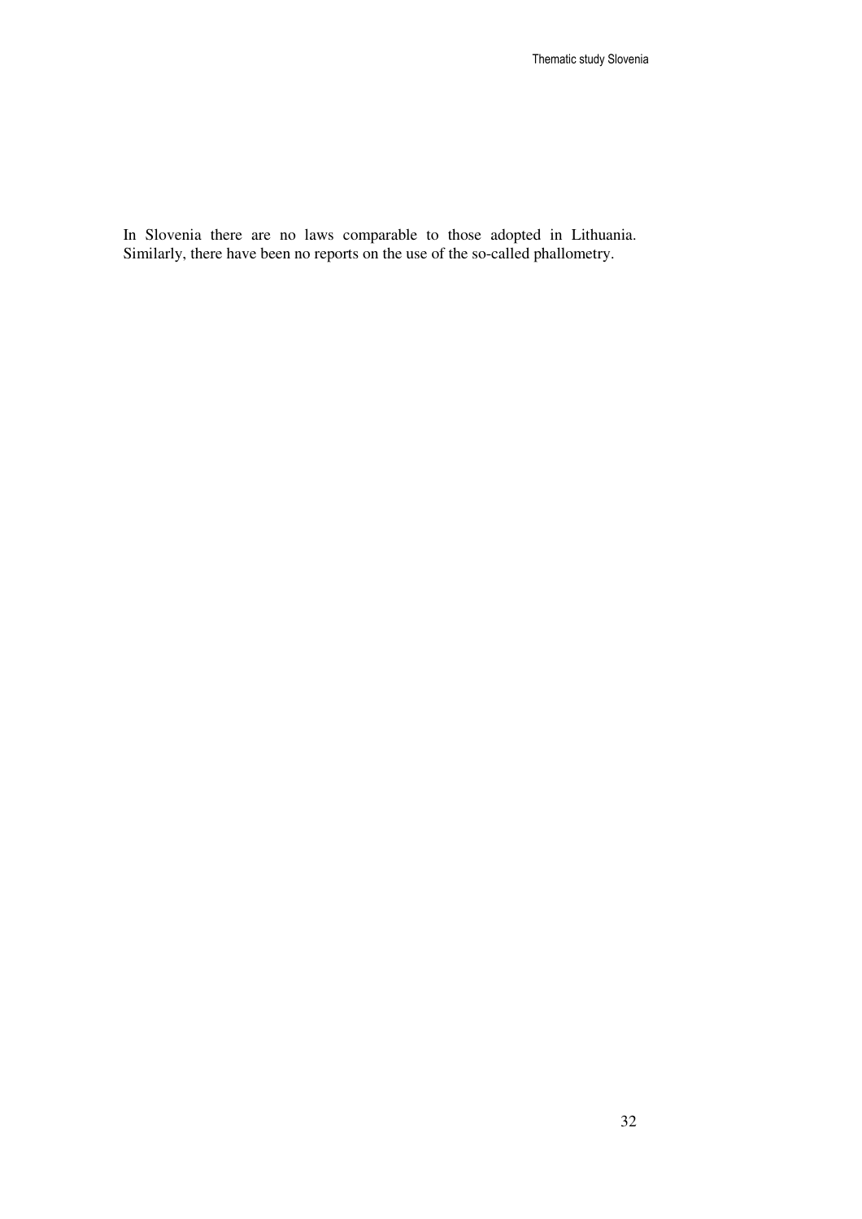In Slovenia there are no laws comparable to those adopted in Lithuania. Similarly, there have been no reports on the use of the so-called phallometry.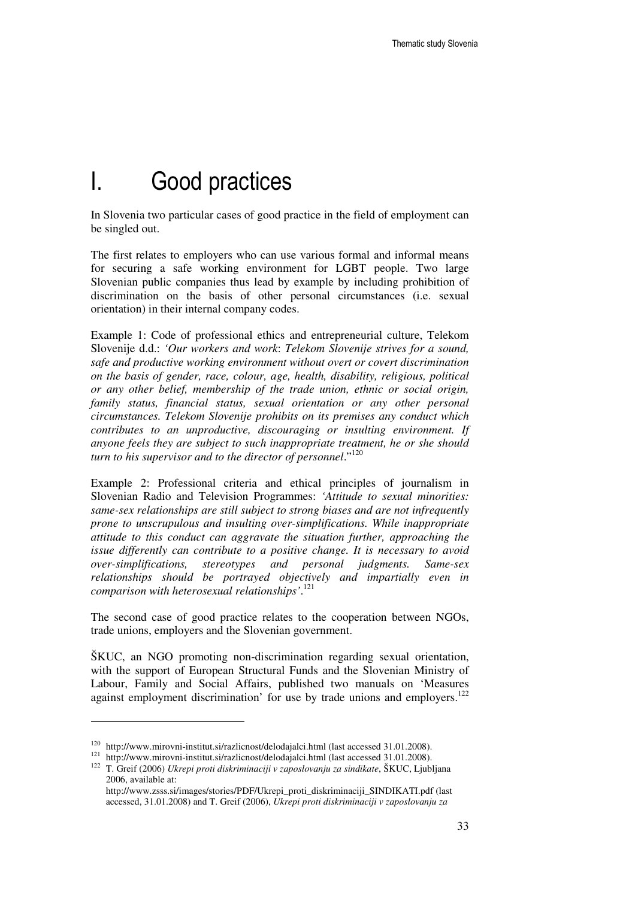# I. Good practices

In Slovenia two particular cases of good practice in the field of employment can be singled out.

The first relates to employers who can use various formal and informal means for securing a safe working environment for LGBT people. Two large Slovenian public companies thus lead by example by including prohibition of discrimination on the basis of other personal circumstances (i.e. sexual orientation) in their internal company codes.

Example 1: Code of professional ethics and entrepreneurial culture, Telekom Slovenije d.d.: *'Our workers and work*: *Telekom Slovenije strives for a sound, safe and productive working environment without overt or covert discrimination on the basis of gender, race, colour, age, health, disability, religious, political or any other belief, membership of the trade union, ethnic or social origin, family status, financial status, sexual orientation or any other personal circumstances. Telekom Slovenije prohibits on its premises any conduct which contributes to an unproductive, discouraging or insulting environment. If anyone feels they are subject to such inappropriate treatment, he or she should turn to his supervisor and to the director of personnel*."[120]

Example 2: Professional criteria and ethical principles of journalism in Slovenian Radio and Television Programmes: *'Attitude to sexual minorities: same-sex relationships are still subject to strong biases and are not infrequently prone to unscrupulous and insulting over-simplifications. While inappropriate attitude to this conduct can aggravate the situation further, approaching the issue differently can contribute to a positive change. It is necessary to avoid over-simplifications, stereotypes and personal judgments. Same-sex relationships should be portrayed objectively and impartially even in comparison with heterosexual relationships'*.[121]

The second case of good practice relates to the cooperation between NGOs, trade unions, employers and the Slovenian government.

ŠKUC, an NGO promoting non-discrimination regarding sexual orientation, with the support of European Structural Funds and the Slovenian Ministry of Labour, Family and Social Affairs, published two manuals on 'Measures against employment discrimination' for use by trade unions and employers.[122]

---

[120] http://www.mirovni-institut.si/razlicnost/delodajalci.html (last accessed 31.01.2008).

[121] http://www.mirovni-institut.si/razlicnost/delodajalci.html (last accessed 31.01.2008).

[122] T. Greif (2006) *Ukrepi proti diskriminaciji v zaposlovanju za sindikate*, ŠKUC, Ljubljana 2006, available at: http://www.zsss.si/images/stories/PDF/Ukrepi_proti_diskriminaciji_SINDIKATI.pdf (last accessed, 31.01.2008) and T. Greif (2006), *Ukrepi proti diskriminaciji v zaposlovanju za*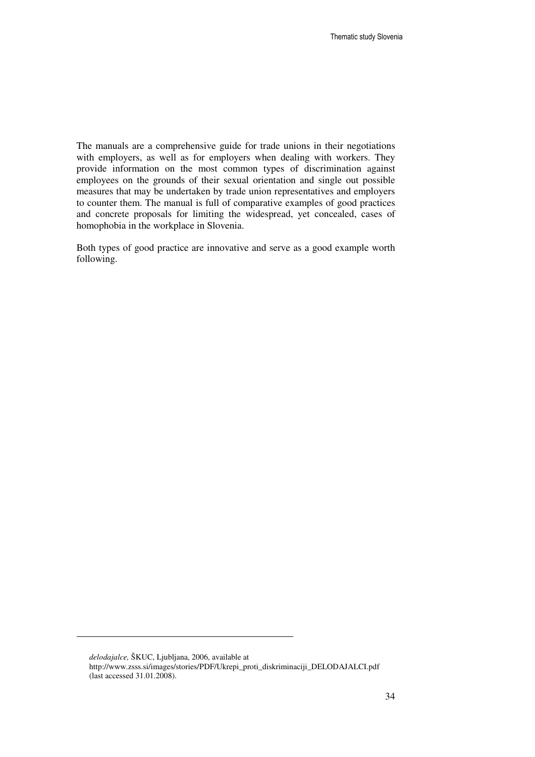The manuals are a comprehensive guide for trade unions in their negotiations with employers, as well as for employers when dealing with workers. They provide information on the most common types of discrimination against employees on the grounds of their sexual orientation and single out possible measures that may be undertaken by trade union representatives and employers to counter them. The manual is full of comparative examples of good practices and concrete proposals for limiting the widespread, yet concealed, cases of homophobia in the workplace in Slovenia.

Both types of good practice are innovative and serve as a good example worth following.

---

*delodajalce,* ŠKUC, Ljubljana, 2006, available at http://www.zsss.si/images/stories/PDF/Ukrepi_proti_diskriminaciji_DELODAJALCI.pdf (last accessed 31.01.2008).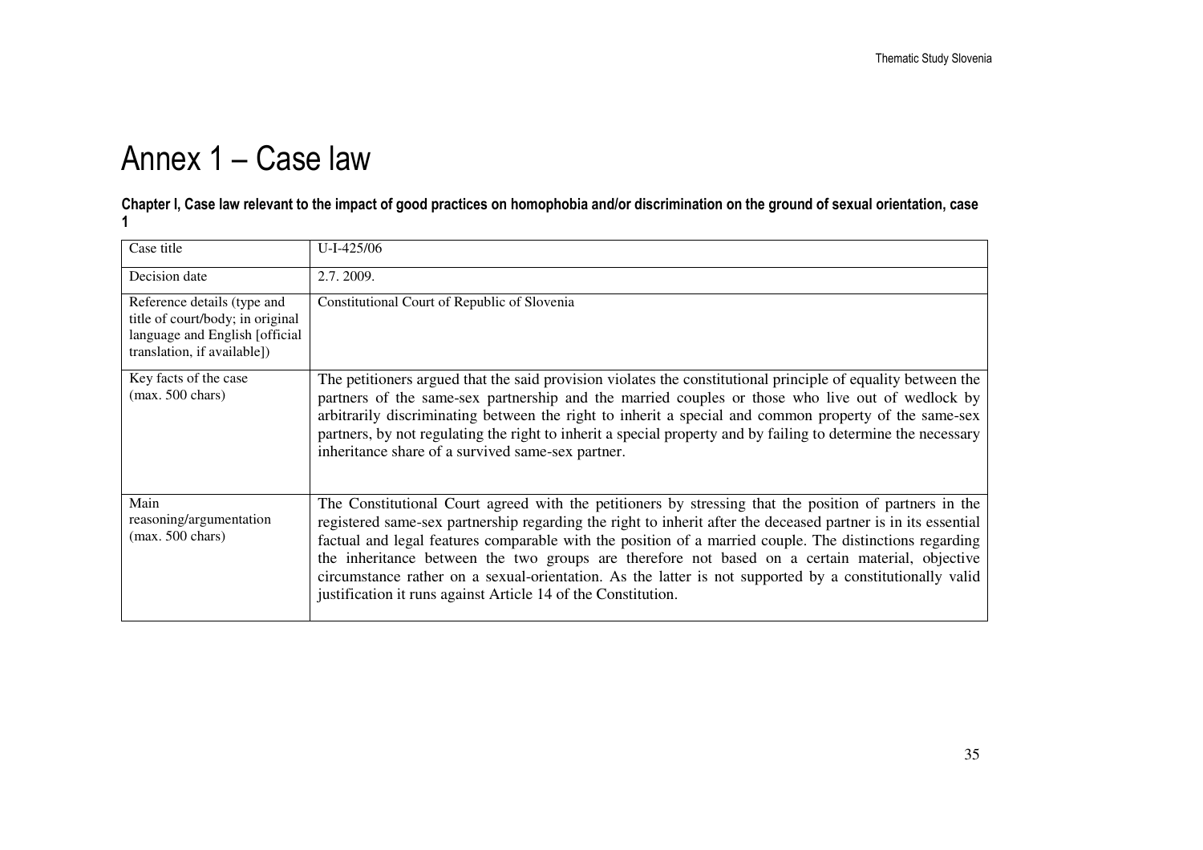# Annex 1 – Case law

**Chapter I, Case law relevant to the impact of good practices on homophobia and/or discrimination on the ground of sexual orientation, case 1**

| Case title | U-I-425/06 |
|---|---|
| Decision date | 2.7. 2009. |
| Reference details (type and title of court/body; in original language and English [official translation, if available]) | Constitutional Court of Republic of Slovenia |
| Key facts of the case (max. 500 chars) | The petitioners argued that the said provision violates the constitutional principle of equality between the partners of the same-sex partnership and the married couples or those who live out of wedlock by arbitrarily discriminating between the right to inherit a special and common property of the same-sex partners, by not regulating the right to inherit a special property and by failing to determine the necessary inheritance share of a survived same-sex partner. |
| Main reasoning/argumentation (max. 500 chars) | The Constitutional Court agreed with the petitioners by stressing that the position of partners in the registered same-sex partnership regarding the right to inherit after the deceased partner is in its essential factual and legal features comparable with the position of a married couple. The distinctions regarding the inheritance between the two groups are therefore not based on a certain material, objective circumstance rather on a sexual-orientation. As the latter is not supported by a constitutionally valid justification it runs against Article 14 of the Constitution. |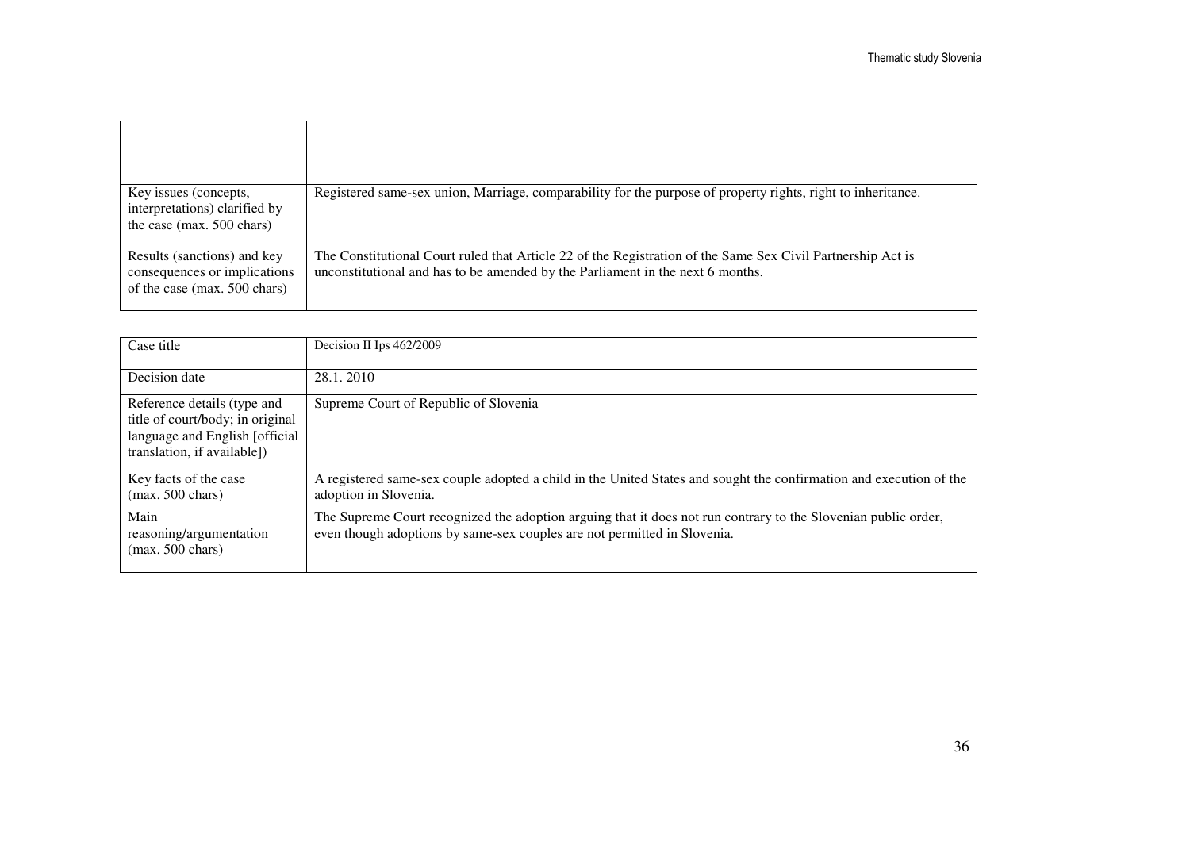| | |
|---|---|
| Key issues (concepts, interpretations) clarified by the case (max. 500 chars) | Registered same-sex union, Marriage, comparability for the purpose of property rights, right to inheritance. |
| Results (sanctions) and key consequences or implications of the case (max. 500 chars) | The Constitutional Court ruled that Article 22 of the Registration of the Same Sex Civil Partnership Act is unconstitutional and has to be amended by the Parliament in the next 6 months. |

| | |
|---|---|
| Case title | Decision II Ips 462/2009 |
| Decision date | 28.1. 2010 |
| Reference details (type and title of court/body; in original language and English [official translation, if available]) | Supreme Court of Republic of Slovenia |
| Key facts of the case (max. 500 chars) | A registered same-sex couple adopted a child in the United States and sought the confirmation and execution of the adoption in Slovenia. |
| Main reasoning/argumentation (max. 500 chars) | The Supreme Court recognized the adoption arguing that it does not run contrary to the Slovenian public order, even though adoptions by same-sex couples are not permitted in Slovenia. |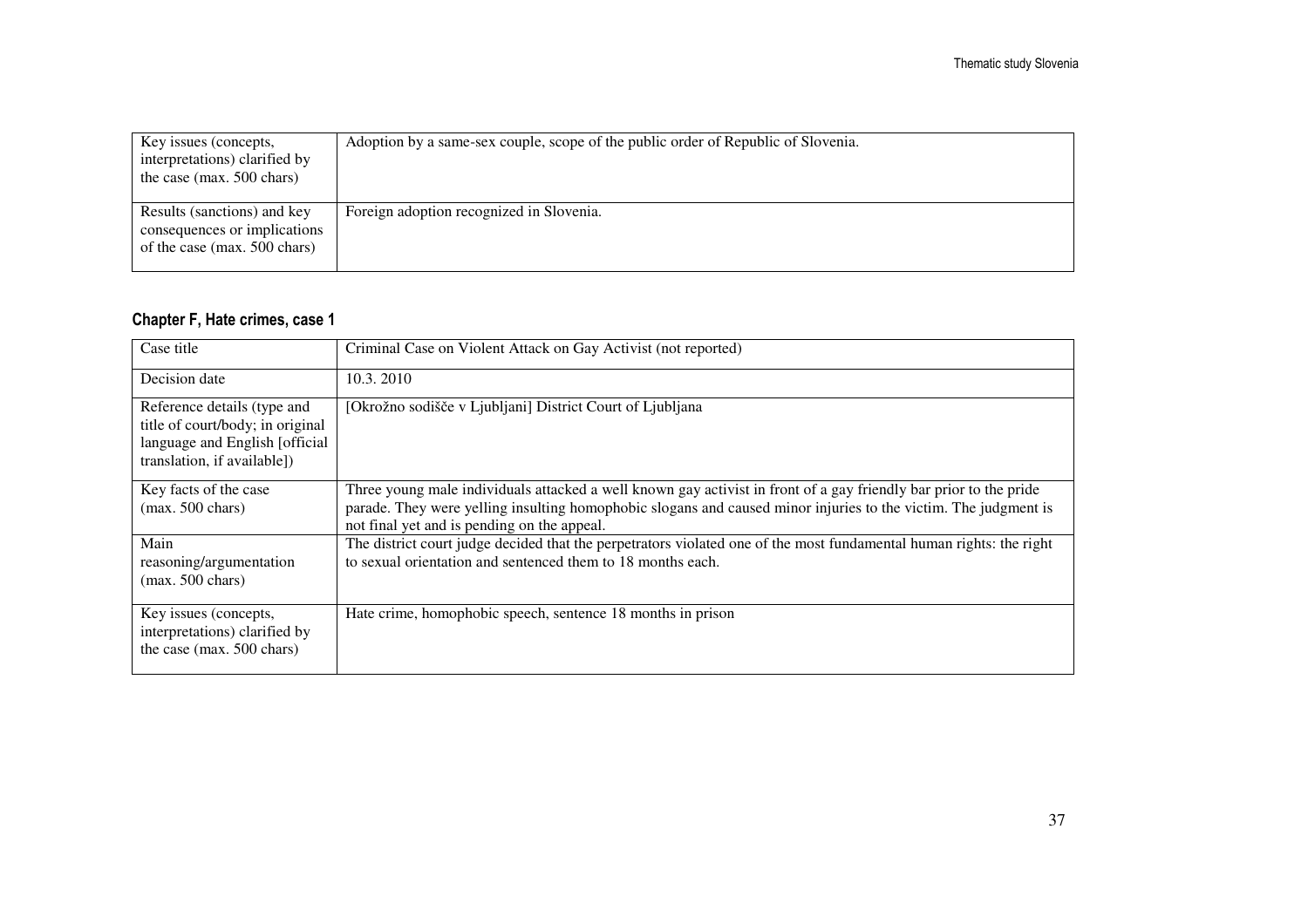| Key issues (concepts, interpretations) clarified by the case (max. 500 chars) | Adoption by a same-sex couple, scope of the public order of Republic of Slovenia. |
|---|---|
| Results (sanctions) and key consequences or implications of the case (max. 500 chars) | Foreign adoption recognized in Slovenia. |

### Chapter F, Hate crimes, case 1

| Case title | Criminal Case on Violent Attack on Gay Activist (not reported) |
|---|---|
| Decision date | 10.3. 2010 |
| Reference details (type and title of court/body; in original language and English [official translation, if available]) | [Okrožno sodišče v Ljubljani] District Court of Ljubljana |
| Key facts of the case (max. 500 chars) | Three young male individuals attacked a well known gay activist in front of a gay friendly bar prior to the pride parade. They were yelling insulting homophobic slogans and caused minor injuries to the victim. The judgment is not final yet and is pending on the appeal. |
| Main reasoning/argumentation (max. 500 chars) | The district court judge decided that the perpetrators violated one of the most fundamental human rights: the right to sexual orientation and sentenced them to 18 months each. |
| Key issues (concepts, interpretations) clarified by the case (max. 500 chars) | Hate crime, homophobic speech, sentence 18 months in prison |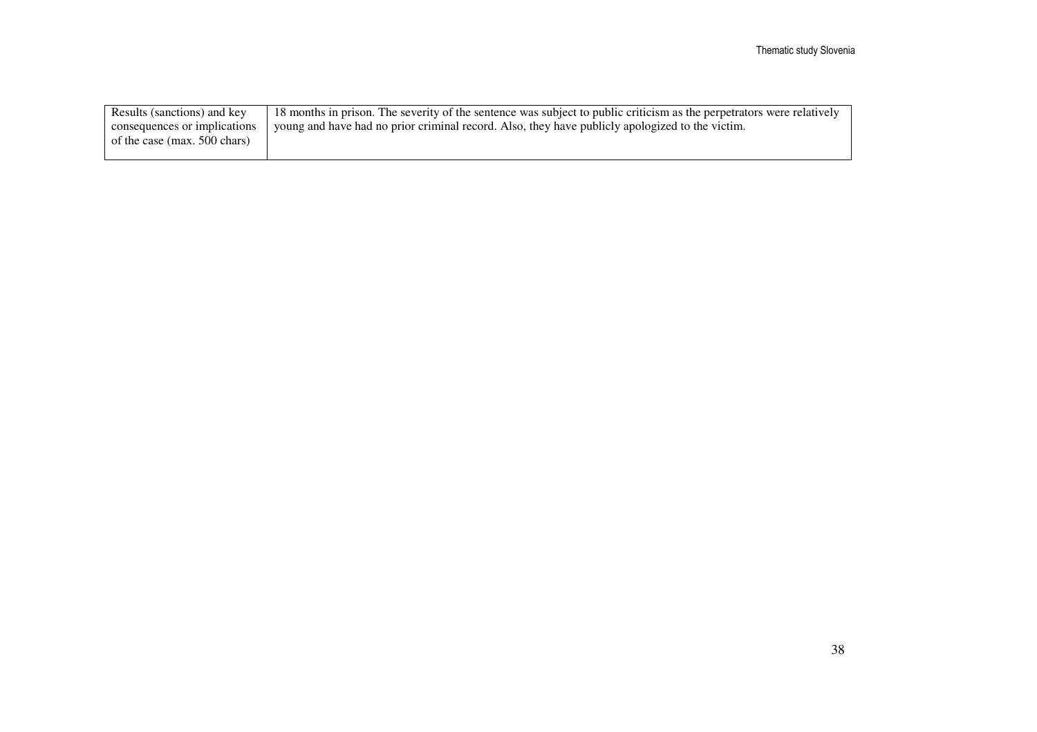| | |
|---|---|
| Results (sanctions) and key consequences or implications of the case (max. 500 chars) | 18 months in prison. The severity of the sentence was subject to public criticism as the perpetrators were relatively young and have had no prior criminal record. Also, they have publicly apologized to the victim. |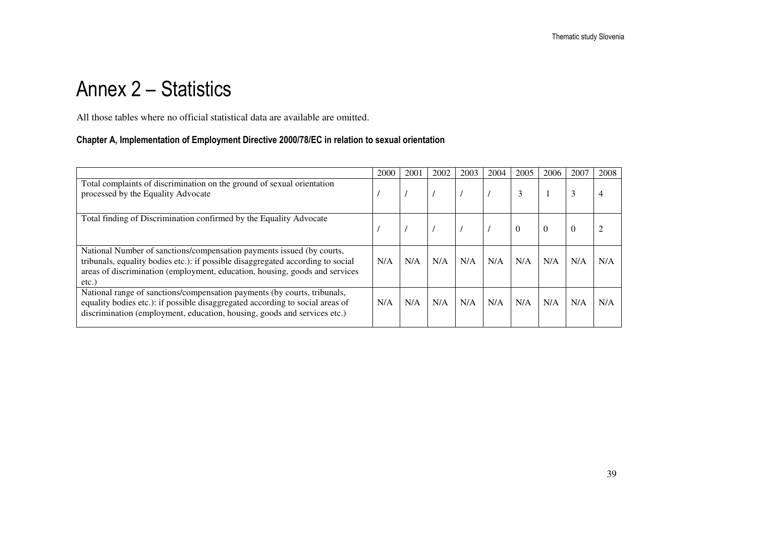# Annex 2 – Statistics

All those tables where no official statistical data are available are omitted.

### Chapter A, Implementation of Employment Directive 2000/78/EC in relation to sexual orientation

| | 2000 | 2001 | 2002 | 2003 | 2004 | 2005 | 2006 | 2007 | 2008 |
|---|---|---|---|---|---|---|---|---|---|
| Total complaints of discrimination on the ground of sexual orientation processed by the Equality Advocate | / | / | / | / | / | 3 | 1 | 3 | 4 |
| Total finding of Discrimination confirmed by the Equality Advocate | / | / | / | / | / | 0 | 0 | 0 | 2 |
| National Number of sanctions/compensation payments issued (by courts, tribunals, equality bodies etc.): if possible disaggregated according to social areas of discrimination (employment, education, housing, goods and services etc.) | N/A | N/A | N/A | N/A | N/A | N/A | N/A | N/A | N/A |
| National range of sanctions/compensation payments (by courts, tribunals, equality bodies etc.): if possible disaggregated according to social areas of discrimination (employment, education, housing, goods and services etc.) | N/A | N/A | N/A | N/A | N/A | N/A | N/A | N/A | N/A |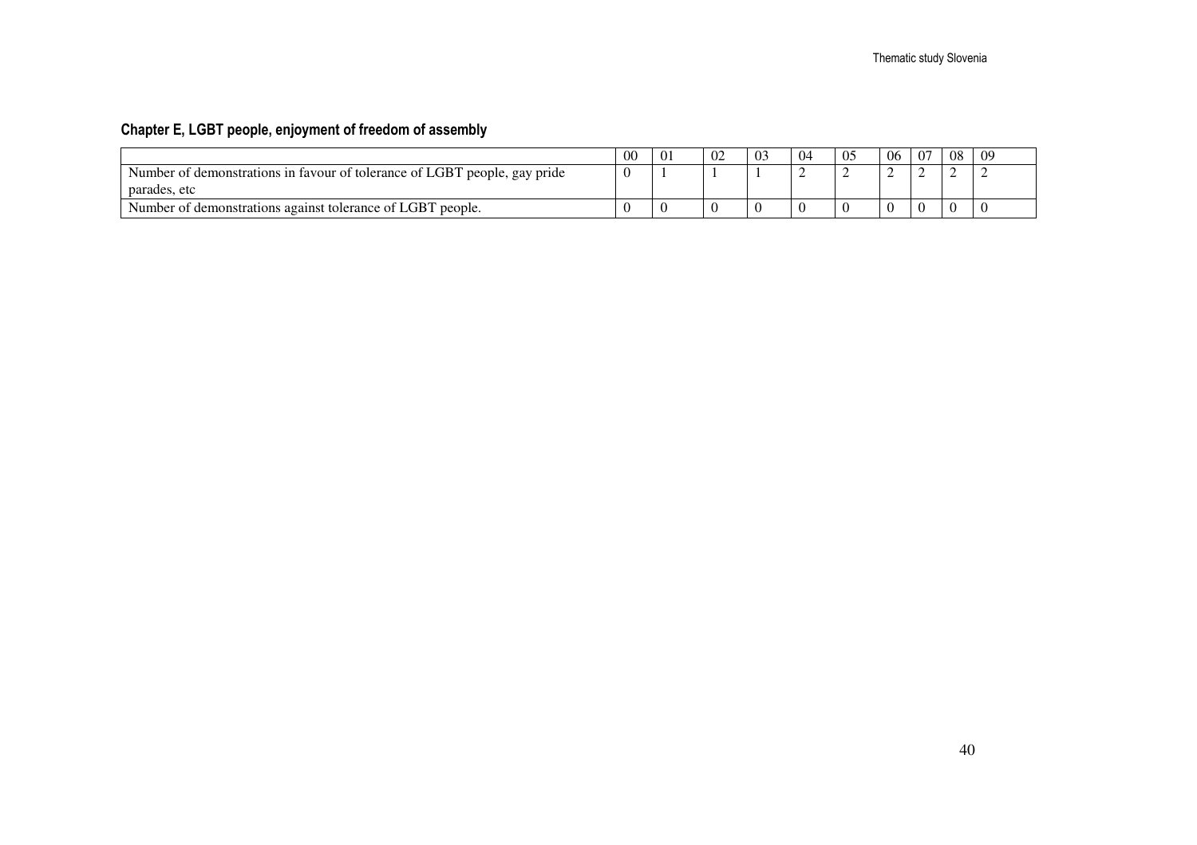### Chapter E, LGBT people, enjoyment of freedom of assembly

| | 00 | 01 | 02 | 03 | 04 | 05 | 06 | 07 | 08 | 09 |
|---|---|---|---|---|---|---|---|---|---|---|
| Number of demonstrations in favour of tolerance of LGBT people, gay pride parades, etc | 0 | 1 | 1 | 1 | 2 | 2 | 2 | 2 | 2 | 2 |
| Number of demonstrations against tolerance of LGBT people. | 0 | 0 | 0 | 0 | 0 | 0 | 0 | 0 | 0 | 0 |